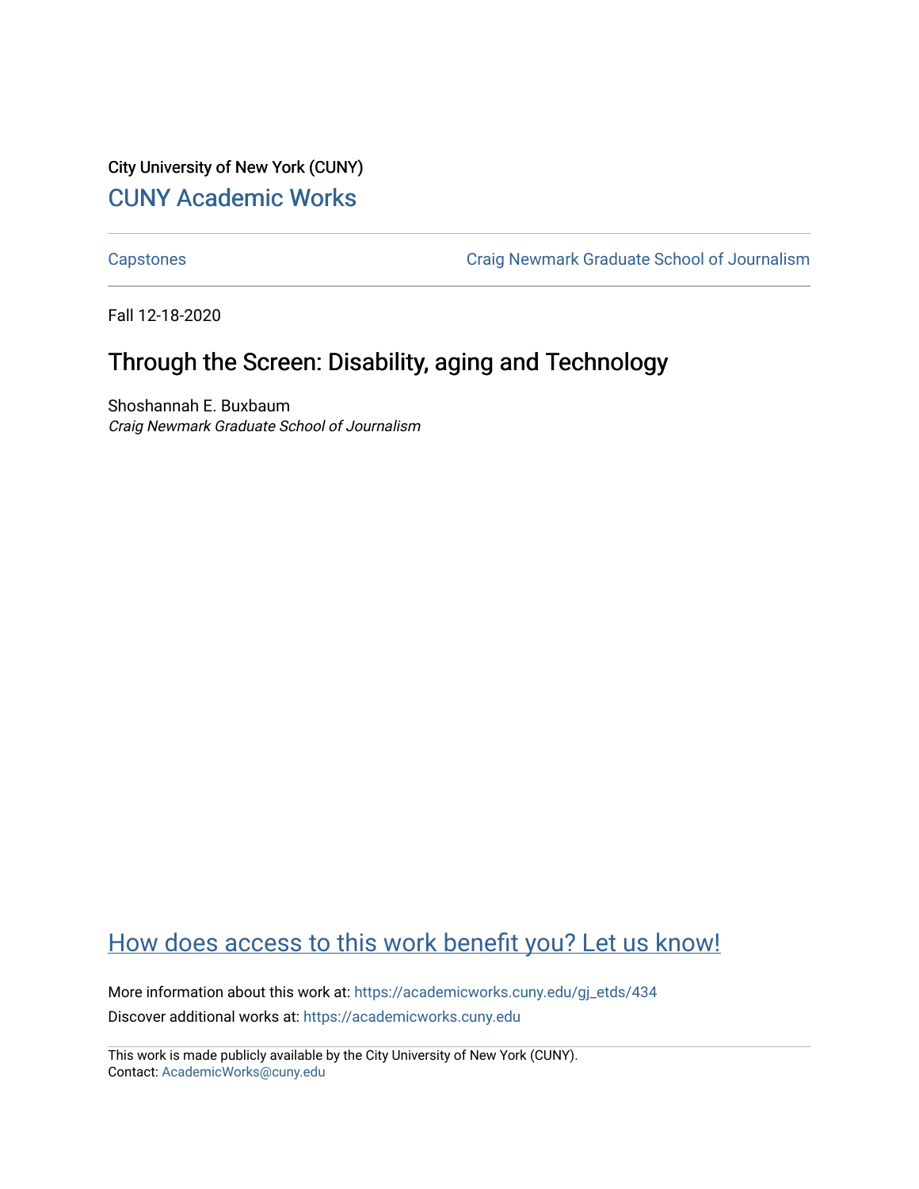City University of New York (CUNY)

CUNY Academic Works

Capstones

Craig Newmark Graduate School of Journalism

Fall 12-18-2020

# Through the Screen: Disability, aging and Technology

Shoshannah E. Buxbaum
*Craig Newmark Graduate School of Journalism*

How does access to this work benefit you? Let us know!

More information about this work at: https://academicworks.cuny.edu/gj_etds/434
Discover additional works at: https://academicworks.cuny.edu

This work is made publicly available by the City University of New York (CUNY).
Contact: AcademicWorks@cuny.edu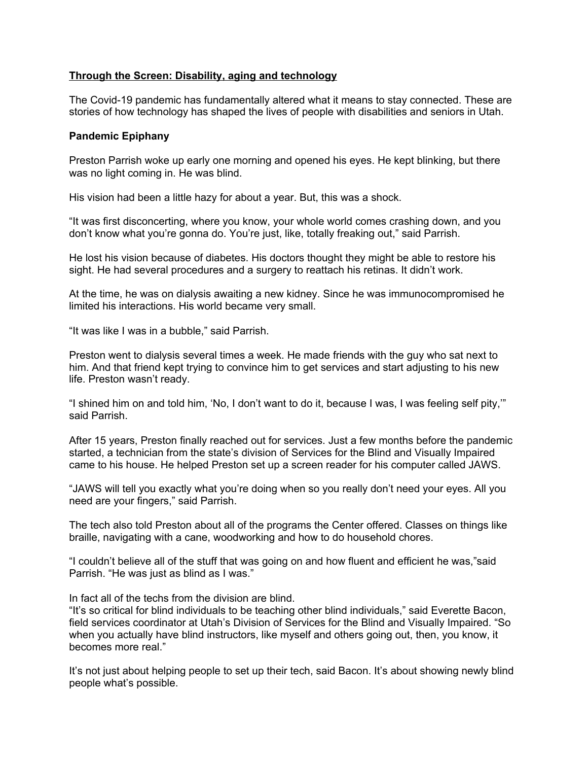**Through the Screen: Disability, aging and technology**

The Covid-19 pandemic has fundamentally altered what it means to stay connected. These are stories of how technology has shaped the lives of people with disabilities and seniors in Utah.

**Pandemic Epiphany**

Preston Parrish woke up early one morning and opened his eyes. He kept blinking, but there was no light coming in. He was blind.

His vision had been a little hazy for about a year. But, this was a shock.

"It was first disconcerting, where you know, your whole world comes crashing down, and you don't know what you're gonna do. You're just, like, totally freaking out," said Parrish.

He lost his vision because of diabetes. His doctors thought they might be able to restore his sight. He had several procedures and a surgery to reattach his retinas. It didn't work.

At the time, he was on dialysis awaiting a new kidney. Since he was immunocompromised he limited his interactions. His world became very small.

"It was like I was in a bubble," said Parrish.

Preston went to dialysis several times a week. He made friends with the guy who sat next to him. And that friend kept trying to convince him to get services and start adjusting to his new life. Preston wasn't ready.

"I shined him on and told him, 'No, I don't want to do it, because I was, I was feeling self pity,'" said Parrish.

After 15 years, Preston finally reached out for services. Just a few months before the pandemic started, a technician from the state's division of Services for the Blind and Visually Impaired came to his house. He helped Preston set up a screen reader for his computer called JAWS.

"JAWS will tell you exactly what you're doing when so you really don't need your eyes. All you need are your fingers," said Parrish.

The tech also told Preston about all of the programs the Center offered. Classes on things like braille, navigating with a cane, woodworking and how to do household chores.

"I couldn't believe all of the stuff that was going on and how fluent and efficient he was,"said Parrish. "He was just as blind as I was."

In fact all of the techs from the division are blind.
"It's so critical for blind individuals to be teaching other blind individuals," said Everette Bacon, field services coordinator at Utah's Division of Services for the Blind and Visually Impaired. "So when you actually have blind instructors, like myself and others going out, then, you know, it becomes more real."

It's not just about helping people to set up their tech, said Bacon. It's about showing newly blind people what's possible.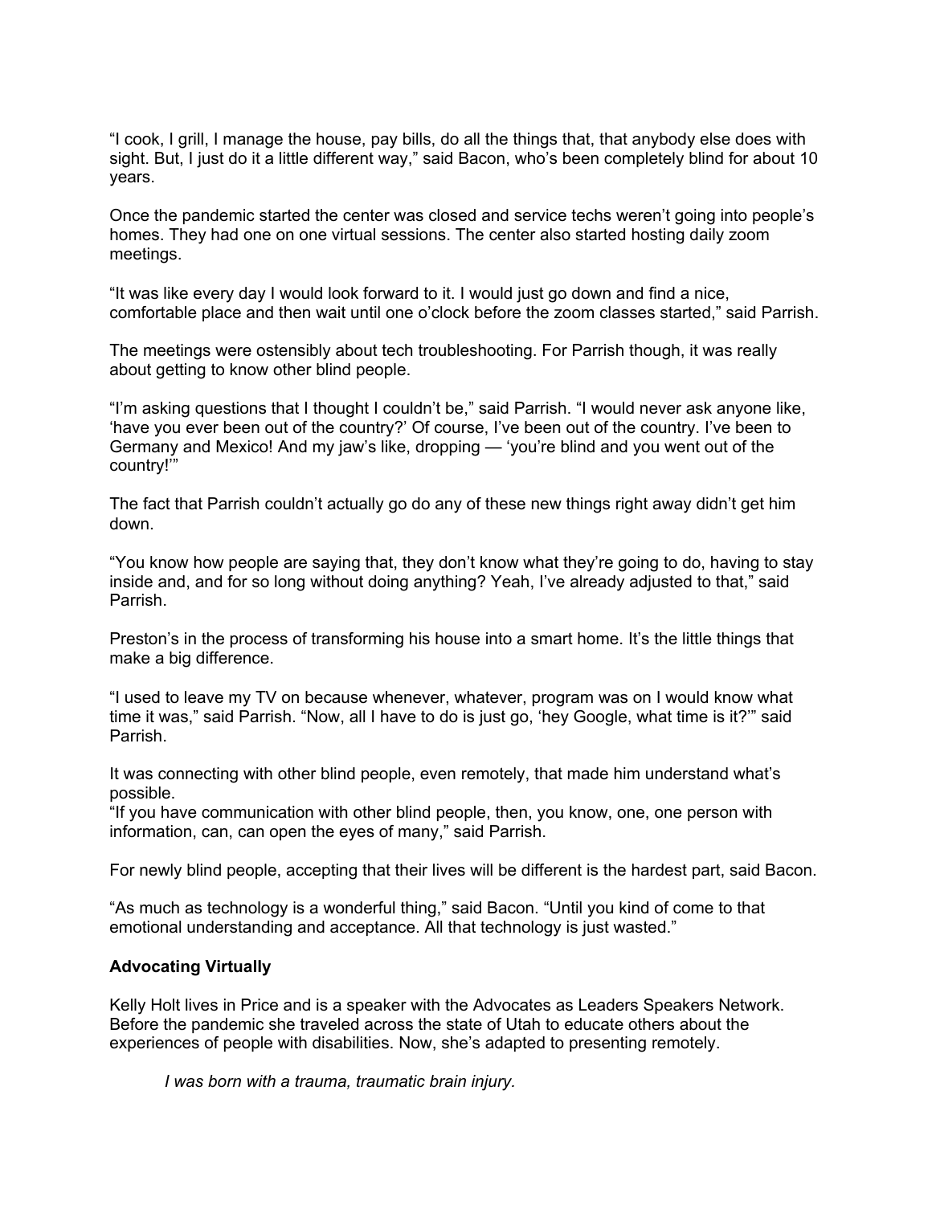"I cook, I grill, I manage the house, pay bills, do all the things that, that anybody else does with sight. But, I just do it a little different way," said Bacon, who's been completely blind for about 10 years.

Once the pandemic started the center was closed and service techs weren't going into people's homes. They had one on one virtual sessions. The center also started hosting daily zoom meetings.

"It was like every day I would look forward to it. I would just go down and find a nice, comfortable place and then wait until one o'clock before the zoom classes started," said Parrish.

The meetings were ostensibly about tech troubleshooting. For Parrish though, it was really about getting to know other blind people.

"I'm asking questions that I thought I couldn't be," said Parrish. "I would never ask anyone like, 'have you ever been out of the country?' Of course, I've been out of the country. I've been to Germany and Mexico! And my jaw's like, dropping — 'you're blind and you went out of the country!'"

The fact that Parrish couldn't actually go do any of these new things right away didn't get him down.

"You know how people are saying that, they don't know what they're going to do, having to stay inside and, and for so long without doing anything? Yeah, I've already adjusted to that," said Parrish.

Preston's in the process of transforming his house into a smart home. It's the little things that make a big difference.

"I used to leave my TV on because whenever, whatever, program was on I would know what time it was," said Parrish. "Now, all I have to do is just go, 'hey Google, what time is it?'" said Parrish.

It was connecting with other blind people, even remotely, that made him understand what's possible.
"If you have communication with other blind people, then, you know, one, one person with information, can, can open the eyes of many," said Parrish.

For newly blind people, accepting that their lives will be different is the hardest part, said Bacon.

"As much as technology is a wonderful thing," said Bacon. "Until you kind of come to that emotional understanding and acceptance. All that technology is just wasted."

**Advocating Virtually**

Kelly Holt lives in Price and is a speaker with the Advocates as Leaders Speakers Network. Before the pandemic she traveled across the state of Utah to educate others about the experiences of people with disabilities. Now, she's adapted to presenting remotely.

> *I was born with a trauma, traumatic brain injury.*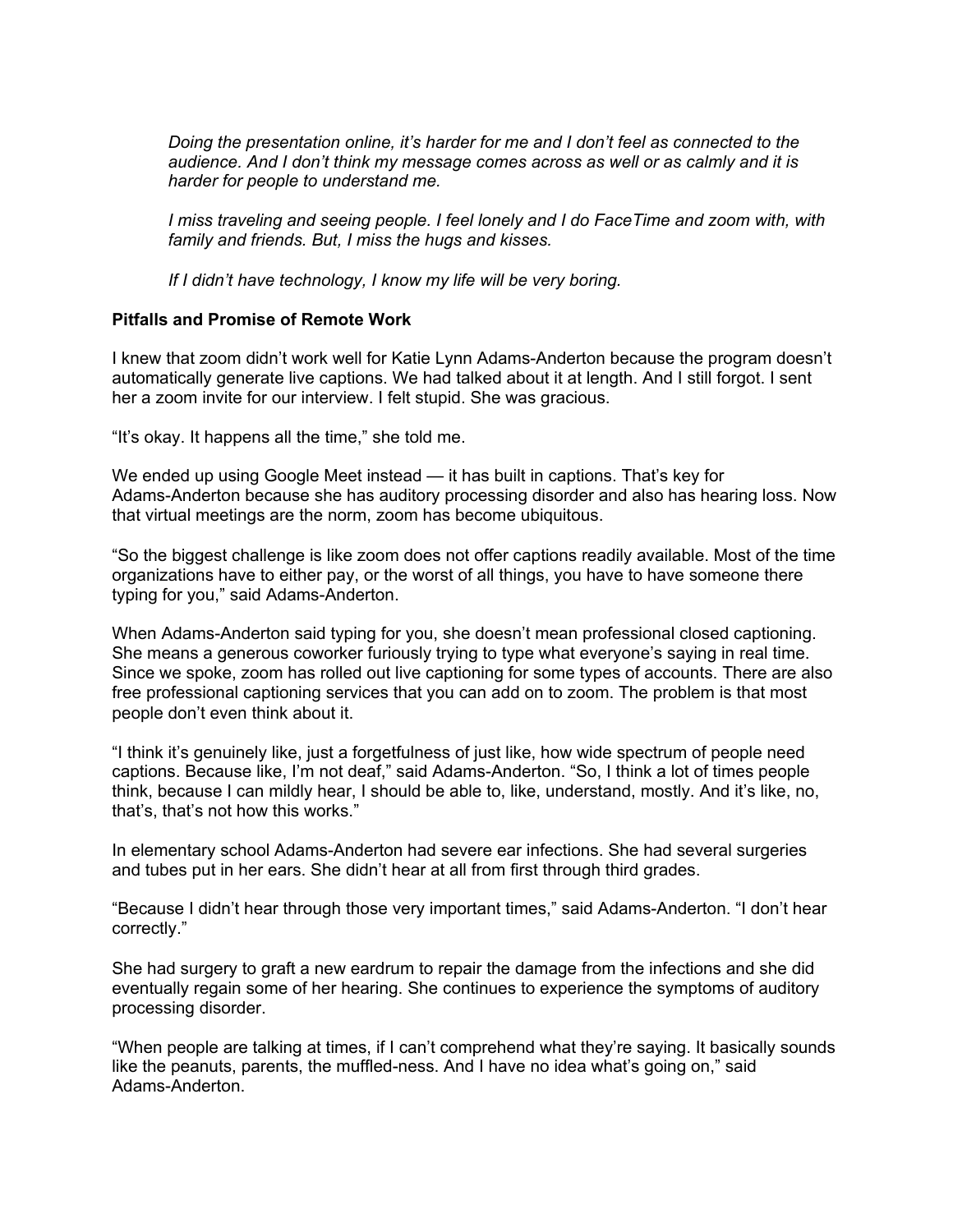*Doing the presentation online, it's harder for me and I don't feel as connected to the audience. And I don't think my message comes across as well or as calmly and it is harder for people to understand me.*

*I miss traveling and seeing people. I feel lonely and I do FaceTime and zoom with, with family and friends. But, I miss the hugs and kisses.*

*If I didn't have technology, I know my life will be very boring.*

**Pitfalls and Promise of Remote Work**

I knew that zoom didn't work well for Katie Lynn Adams-Anderton because the program doesn't automatically generate live captions. We had talked about it at length. And I still forgot. I sent her a zoom invite for our interview. I felt stupid. She was gracious.

"It's okay. It happens all the time," she told me.

We ended up using Google Meet instead — it has built in captions. That's key for Adams-Anderton because she has auditory processing disorder and also has hearing loss. Now that virtual meetings are the norm, zoom has become ubiquitous.

"So the biggest challenge is like zoom does not offer captions readily available. Most of the time organizations have to either pay, or the worst of all things, you have to have someone there typing for you," said Adams-Anderton.

When Adams-Anderton said typing for you, she doesn't mean professional closed captioning. She means a generous coworker furiously trying to type what everyone's saying in real time. Since we spoke, zoom has rolled out live captioning for some types of accounts. There are also free professional captioning services that you can add on to zoom. The problem is that most people don't even think about it.

"I think it's genuinely like, just a forgetfulness of just like, how wide spectrum of people need captions. Because like, I'm not deaf," said Adams-Anderton. "So, I think a lot of times people think, because I can mildly hear, I should be able to, like, understand, mostly. And it's like, no, that's, that's not how this works."

In elementary school Adams-Anderton had severe ear infections. She had several surgeries and tubes put in her ears. She didn't hear at all from first through third grades.

"Because I didn't hear through those very important times," said Adams-Anderton. "I don't hear correctly."

She had surgery to graft a new eardrum to repair the damage from the infections and she did eventually regain some of her hearing. She continues to experience the symptoms of auditory processing disorder.

"When people are talking at times, if I can't comprehend what they're saying. It basically sounds like the peanuts, parents, the muffled-ness. And I have no idea what's going on," said Adams-Anderton.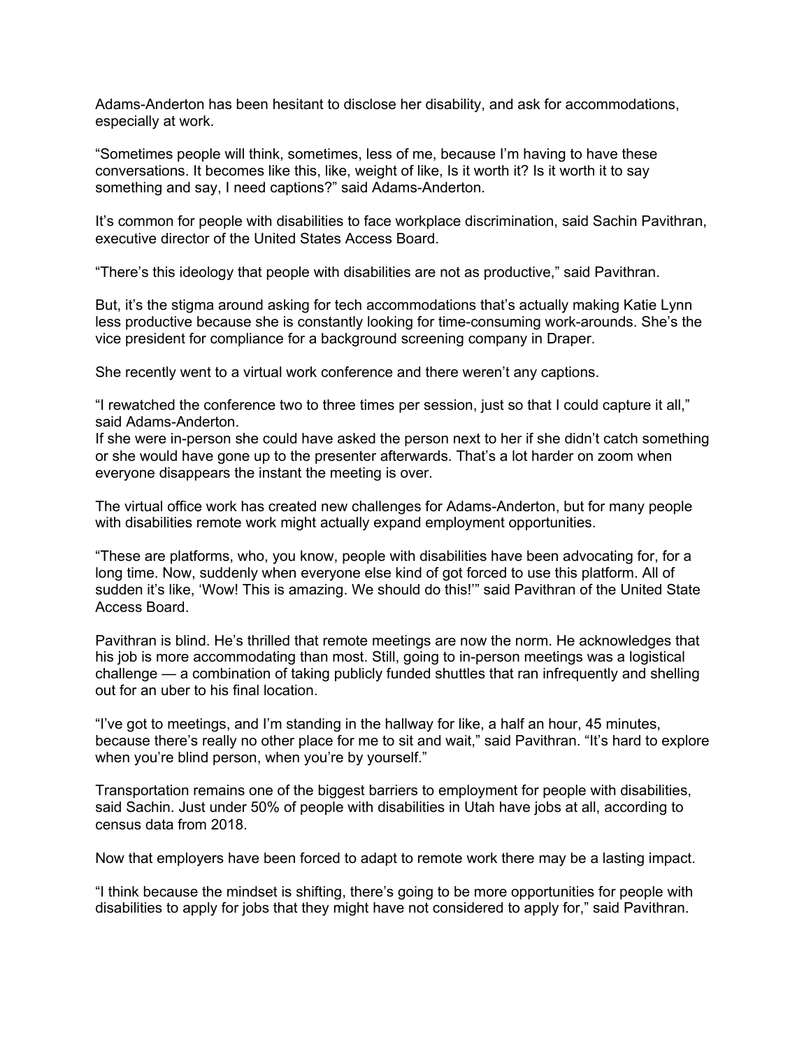Adams-Anderton has been hesitant to disclose her disability, and ask for accommodations, especially at work.

“Sometimes people will think, sometimes, less of me, because I’m having to have these conversations. It becomes like this, like, weight of like, Is it worth it? Is it worth it to say something and say, I need captions?” said Adams-Anderton.

It’s common for people with disabilities to face workplace discrimination, said Sachin Pavithran, executive director of the United States Access Board.

“There’s this ideology that people with disabilities are not as productive,” said Pavithran.

But, it’s the stigma around asking for tech accommodations that’s actually making Katie Lynn less productive because she is constantly looking for time-consuming work-arounds. She’s the vice president for compliance for a background screening company in Draper.

She recently went to a virtual work conference and there weren’t any captions.

“I rewatched the conference two to three times per session, just so that I could capture it all,” said Adams-Anderton.
If she were in-person she could have asked the person next to her if she didn’t catch something or she would have gone up to the presenter afterwards. That’s a lot harder on zoom when everyone disappears the instant the meeting is over.

The virtual office work has created new challenges for Adams-Anderton, but for many people with disabilities remote work might actually expand employment opportunities.

“These are platforms, who, you know, people with disabilities have been advocating for, for a long time. Now, suddenly when everyone else kind of got forced to use this platform. All of sudden it’s like, ‘Wow! This is amazing. We should do this!’” said Pavithran of the United State Access Board.

Pavithran is blind. He’s thrilled that remote meetings are now the norm. He acknowledges that his job is more accommodating than most. Still, going to in-person meetings was a logistical challenge — a combination of taking publicly funded shuttles that ran infrequently and shelling out for an uber to his final location.

“I’ve got to meetings, and I’m standing in the hallway for like, a half an hour, 45 minutes, because there’s really no other place for me to sit and wait,” said Pavithran. “It’s hard to explore when you’re blind person, when you’re by yourself.”

Transportation remains one of the biggest barriers to employment for people with disabilities, said Sachin. Just under 50% of people with disabilities in Utah have jobs at all, according to census data from 2018.

Now that employers have been forced to adapt to remote work there may be a lasting impact.

“I think because the mindset is shifting, there’s going to be more opportunities for people with disabilities to apply for jobs that they might have not considered to apply for,” said Pavithran.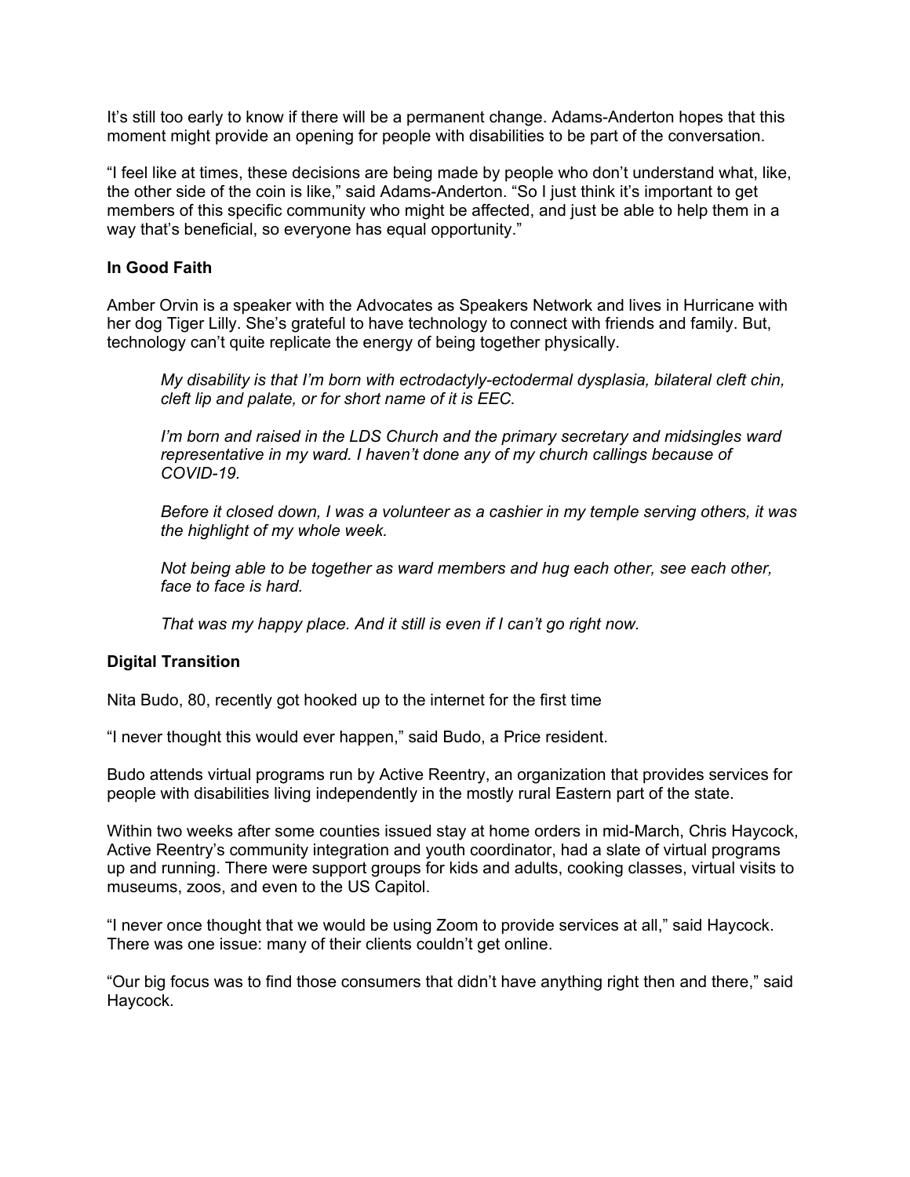It’s still too early to know if there will be a permanent change. Adams-Anderton hopes that this moment might provide an opening for people with disabilities to be part of the conversation.

“I feel like at times, these decisions are being made by people who don’t understand what, like, the other side of the coin is like,” said Adams-Anderton. “So I just think it’s important to get members of this specific community who might be affected, and just be able to help them in a way that’s beneficial, so everyone has equal opportunity.”

**In Good Faith**

Amber Orvin is a speaker with the Advocates as Speakers Network and lives in Hurricane with her dog Tiger Lilly. She’s grateful to have technology to connect with friends and family. But, technology can’t quite replicate the energy of being together physically.

> *My disability is that I’m born with ectrodactyly-ectodermal dysplasia, bilateral cleft chin, cleft lip and palate, or for short name of it is EEC.*
>
> *I’m born and raised in the LDS Church and the primary secretary and midsingles ward representative in my ward. I haven’t done any of my church callings because of COVID-19.*
>
> *Before it closed down, I was a volunteer as a cashier in my temple serving others, it was the highlight of my whole week.*
>
> *Not being able to be together as ward members and hug each other, see each other, face to face is hard.*
>
> *That was my happy place. And it still is even if I can’t go right now.*

**Digital Transition**

Nita Budo, 80, recently got hooked up to the internet for the first time

“I never thought this would ever happen,” said Budo, a Price resident.

Budo attends virtual programs run by Active Reentry, an organization that provides services for people with disabilities living independently in the mostly rural Eastern part of the state.

Within two weeks after some counties issued stay at home orders in mid-March, Chris Haycock, Active Reentry’s community integration and youth coordinator, had a slate of virtual programs up and running. There were support groups for kids and adults, cooking classes, virtual visits to museums, zoos, and even to the US Capitol.

“I never once thought that we would be using Zoom to provide services at all,” said Haycock. There was one issue: many of their clients couldn’t get online.

“Our big focus was to find those consumers that didn’t have anything right then and there,” said Haycock.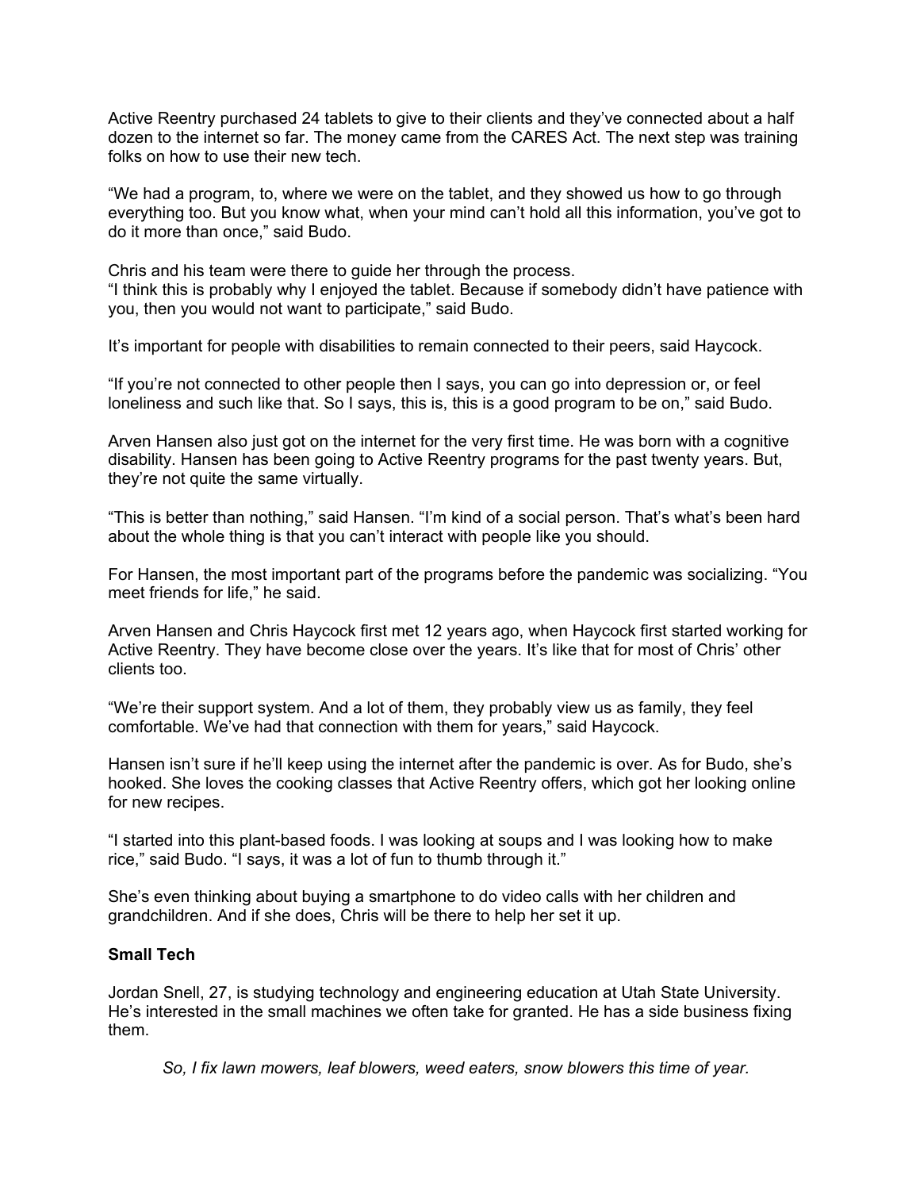Active Reentry purchased 24 tablets to give to their clients and they've connected about a half dozen to the internet so far. The money came from the CARES Act. The next step was training folks on how to use their new tech.

"We had a program, to, where we were on the tablet, and they showed us how to go through everything too. But you know what, when your mind can't hold all this information, you've got to do it more than once," said Budo.

Chris and his team were there to guide her through the process.
"I think this is probably why I enjoyed the tablet. Because if somebody didn't have patience with you, then you would not want to participate," said Budo.

It's important for people with disabilities to remain connected to their peers, said Haycock.

"If you're not connected to other people then I says, you can go into depression or, or feel loneliness and such like that. So I says, this is, this is a good program to be on," said Budo.

Arven Hansen also just got on the internet for the very first time. He was born with a cognitive disability. Hansen has been going to Active Reentry programs for the past twenty years. But, they're not quite the same virtually.

"This is better than nothing," said Hansen. "I'm kind of a social person. That's what's been hard about the whole thing is that you can't interact with people like you should.

For Hansen, the most important part of the programs before the pandemic was socializing. "You meet friends for life," he said.

Arven Hansen and Chris Haycock first met 12 years ago, when Haycock first started working for Active Reentry. They have become close over the years. It's like that for most of Chris' other clients too.

"We're their support system. And a lot of them, they probably view us as family, they feel comfortable. We've had that connection with them for years," said Haycock.

Hansen isn't sure if he'll keep using the internet after the pandemic is over. As for Budo, she's hooked. She loves the cooking classes that Active Reentry offers, which got her looking online for new recipes.

"I started into this plant-based foods. I was looking at soups and I was looking how to make rice," said Budo. "I says, it was a lot of fun to thumb through it."

She's even thinking about buying a smartphone to do video calls with her children and grandchildren. And if she does, Chris will be there to help her set it up.

**Small Tech**

Jordan Snell, 27, is studying technology and engineering education at Utah State University. He's interested in the small machines we often take for granted. He has a side business fixing them.

> *So, I fix lawn mowers, leaf blowers, weed eaters, snow blowers this time of year.*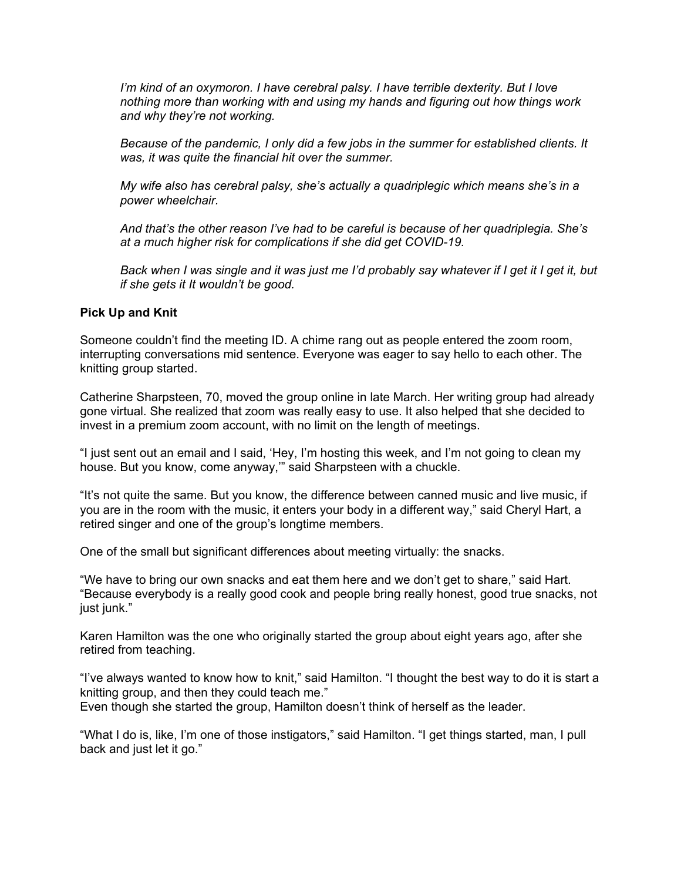*I'm kind of an oxymoron. I have cerebral palsy. I have terrible dexterity. But I love nothing more than working with and using my hands and figuring out how things work and why they're not working.*

*Because of the pandemic, I only did a few jobs in the summer for established clients. It was, it was quite the financial hit over the summer.*

*My wife also has cerebral palsy, she's actually a quadriplegic which means she's in a power wheelchair.*

*And that's the other reason I've had to be careful is because of her quadriplegia. She's at a much higher risk for complications if she did get COVID-19.*

*Back when I was single and it was just me I'd probably say whatever if I get it I get it, but if she gets it It wouldn't be good.*

**Pick Up and Knit**

Someone couldn't find the meeting ID. A chime rang out as people entered the zoom room, interrupting conversations mid sentence. Everyone was eager to say hello to each other. The knitting group started.

Catherine Sharpsteen, 70, moved the group online in late March. Her writing group had already gone virtual. She realized that zoom was really easy to use. It also helped that she decided to invest in a premium zoom account, with no limit on the length of meetings.

"I just sent out an email and I said, 'Hey, I'm hosting this week, and I'm not going to clean my house. But you know, come anyway,'" said Sharpsteen with a chuckle.

"It's not quite the same. But you know, the difference between canned music and live music, if you are in the room with the music, it enters your body in a different way," said Cheryl Hart, a retired singer and one of the group's longtime members.

One of the small but significant differences about meeting virtually: the snacks.

"We have to bring our own snacks and eat them here and we don't get to share," said Hart. "Because everybody is a really good cook and people bring really honest, good true snacks, not just junk."

Karen Hamilton was the one who originally started the group about eight years ago, after she retired from teaching.

"I've always wanted to know how to knit," said Hamilton. "I thought the best way to do it is start a knitting group, and then they could teach me."
Even though she started the group, Hamilton doesn't think of herself as the leader.

"What I do is, like, I'm one of those instigators," said Hamilton. "I get things started, man, I pull back and just let it go."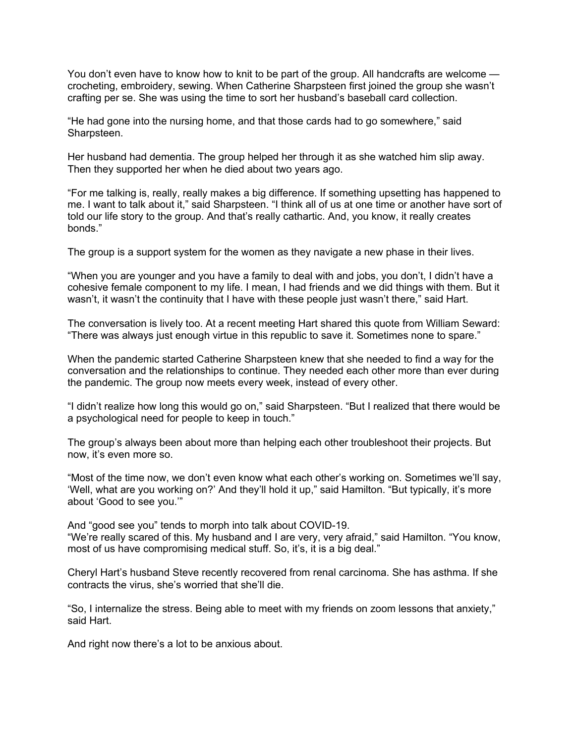You don’t even have to know how to knit to be part of the group. All handcrafts are welcome — crocheting, embroidery, sewing. When Catherine Sharpsteen first joined the group she wasn’t crafting per se. She was using the time to sort her husband’s baseball card collection.

“He had gone into the nursing home, and that those cards had to go somewhere,” said Sharpsteen.

Her husband had dementia. The group helped her through it as she watched him slip away. Then they supported her when he died about two years ago.

“For me talking is, really, really makes a big difference. If something upsetting has happened to me. I want to talk about it,” said Sharpsteen. “I think all of us at one time or another have sort of told our life story to the group. And that’s really cathartic. And, you know, it really creates bonds.”

The group is a support system for the women as they navigate a new phase in their lives.

“When you are younger and you have a family to deal with and jobs, you don’t, I didn’t have a cohesive female component to my life. I mean, I had friends and we did things with them. But it wasn’t, it wasn’t the continuity that I have with these people just wasn’t there,” said Hart.

The conversation is lively too. At a recent meeting Hart shared this quote from William Seward: “There was always just enough virtue in this republic to save it. Sometimes none to spare.”

When the pandemic started Catherine Sharpsteen knew that she needed to find a way for the conversation and the relationships to continue. They needed each other more than ever during the pandemic. The group now meets every week, instead of every other.

“I didn’t realize how long this would go on,” said Sharpsteen. “But I realized that there would be a psychological need for people to keep in touch.”

The group’s always been about more than helping each other troubleshoot their projects. But now, it’s even more so.

“Most of the time now, we don’t even know what each other’s working on. Sometimes we’ll say, ‘Well, what are you working on?’ And they’ll hold it up,” said Hamilton. “But typically, it’s more about ‘Good to see you.’”

And “good see you” tends to morph into talk about COVID-19.
“We’re really scared of this. My husband and I are very, very afraid,” said Hamilton. “You know, most of us have compromising medical stuff. So, it’s, it is a big deal.”

Cheryl Hart’s husband Steve recently recovered from renal carcinoma. She has asthma. If she contracts the virus, she’s worried that she’ll die.

“So, I internalize the stress. Being able to meet with my friends on zoom lessons that anxiety,” said Hart.

And right now there’s a lot to be anxious about.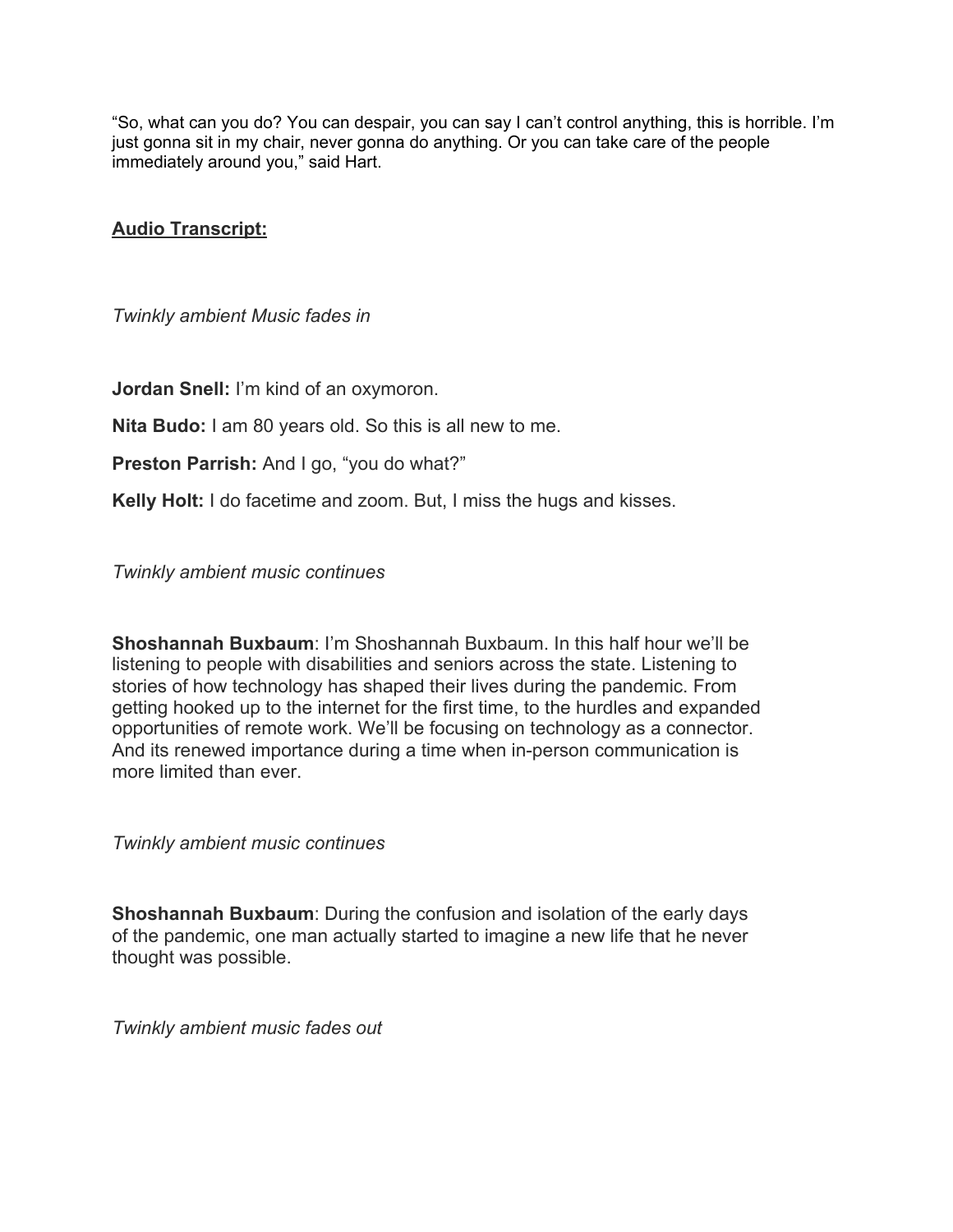"So, what can you do? You can despair, you can say I can't control anything, this is horrible. I'm just gonna sit in my chair, never gonna do anything. Or you can take care of the people immediately around you," said Hart.

**Audio Transcript:**

*Twinkly ambient Music fades in*

**Jordan Snell:** I'm kind of an oxymoron.

**Nita Budo:** I am 80 years old. So this is all new to me.

**Preston Parrish:** And I go, "you do what?"

**Kelly Holt:** I do facetime and zoom. But, I miss the hugs and kisses.

*Twinkly ambient music continues*

**Shoshannah Buxbaum**: I'm Shoshannah Buxbaum. In this half hour we'll be listening to people with disabilities and seniors across the state. Listening to stories of how technology has shaped their lives during the pandemic. From getting hooked up to the internet for the first time, to the hurdles and expanded opportunities of remote work. We'll be focusing on technology as a connector. And its renewed importance during a time when in-person communication is more limited than ever.

*Twinkly ambient music continues*

**Shoshannah Buxbaum**: During the confusion and isolation of the early days of the pandemic, one man actually started to imagine a new life that he never thought was possible.

*Twinkly ambient music fades out*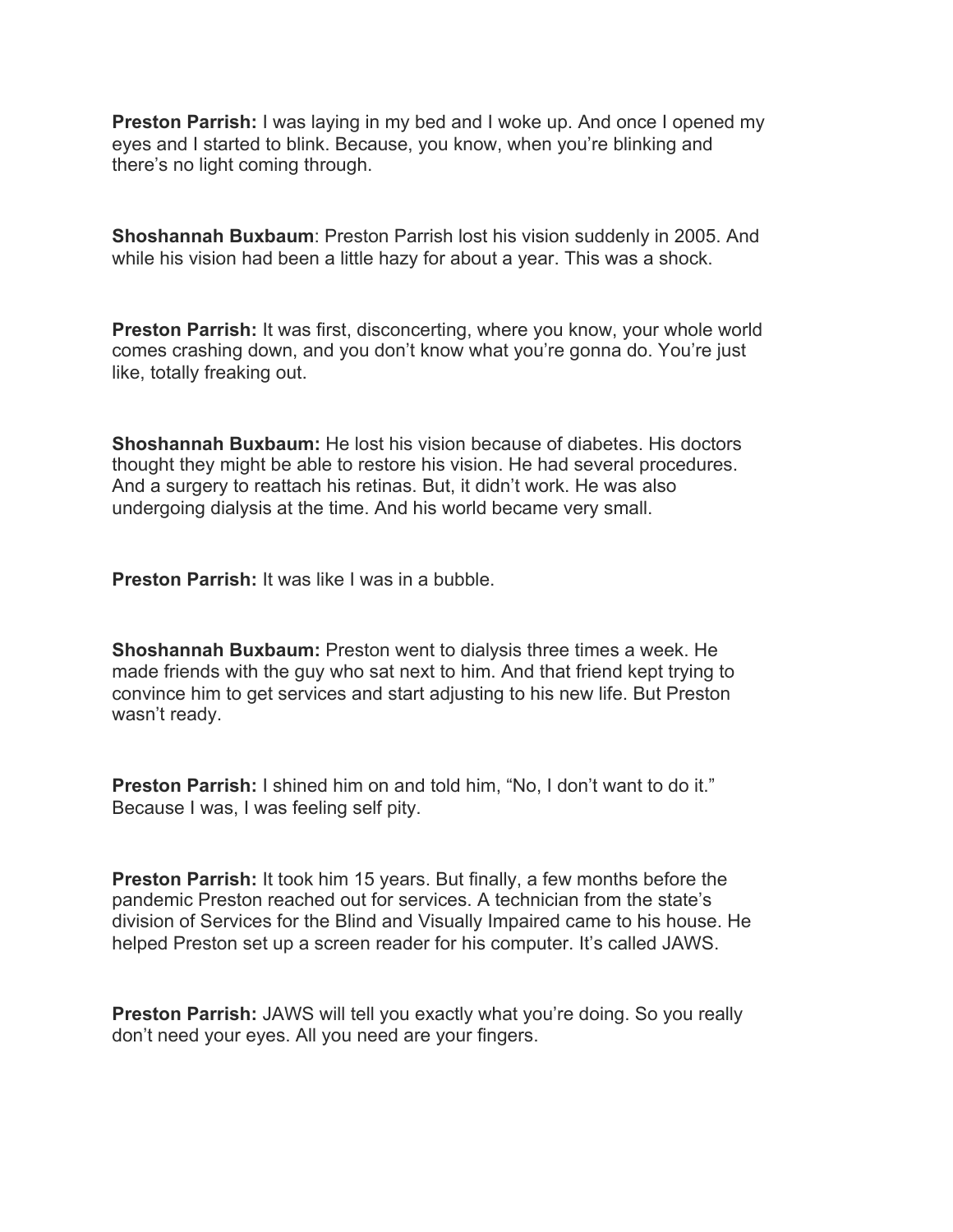**Preston Parrish:** I was laying in my bed and I woke up. And once I opened my eyes and I started to blink. Because, you know, when you're blinking and there's no light coming through.

**Shoshannah Buxbaum**: Preston Parrish lost his vision suddenly in 2005. And while his vision had been a little hazy for about a year. This was a shock.

**Preston Parrish:** It was first, disconcerting, where you know, your whole world comes crashing down, and you don't know what you're gonna do. You're just like, totally freaking out.

**Shoshannah Buxbaum:** He lost his vision because of diabetes. His doctors thought they might be able to restore his vision. He had several procedures. And a surgery to reattach his retinas. But, it didn't work. He was also undergoing dialysis at the time. And his world became very small.

**Preston Parrish:** It was like I was in a bubble.

**Shoshannah Buxbaum:** Preston went to dialysis three times a week. He made friends with the guy who sat next to him. And that friend kept trying to convince him to get services and start adjusting to his new life. But Preston wasn't ready.

**Preston Parrish:** I shined him on and told him, "No, I don't want to do it." Because I was, I was feeling self pity.

**Preston Parrish:** It took him 15 years. But finally, a few months before the pandemic Preston reached out for services. A technician from the state's division of Services for the Blind and Visually Impaired came to his house. He helped Preston set up a screen reader for his computer. It's called JAWS.

**Preston Parrish:** JAWS will tell you exactly what you're doing. So you really don't need your eyes. All you need are your fingers.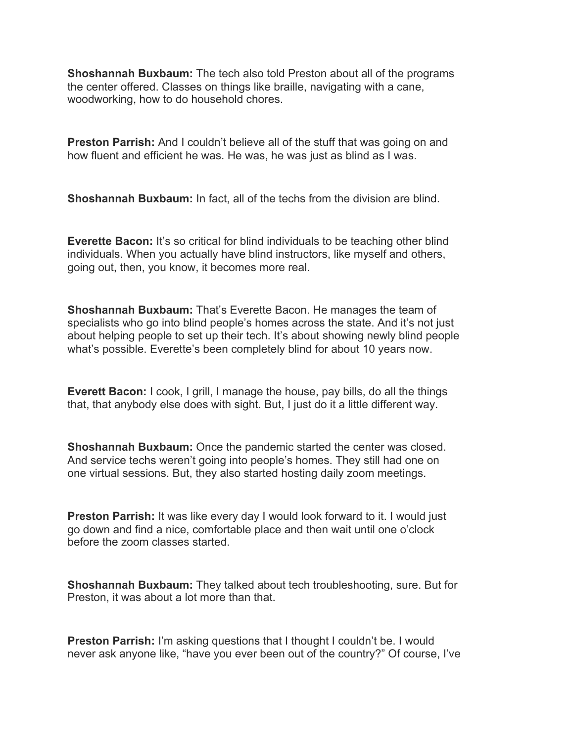**Shoshannah Buxbaum:** The tech also told Preston about all of the programs the center offered. Classes on things like braille, navigating with a cane, woodworking, how to do household chores.

**Preston Parrish:** And I couldn't believe all of the stuff that was going on and how fluent and efficient he was. He was, he was just as blind as I was.

**Shoshannah Buxbaum:** In fact, all of the techs from the division are blind.

**Everette Bacon:** It's so critical for blind individuals to be teaching other blind individuals. When you actually have blind instructors, like myself and others, going out, then, you know, it becomes more real.

**Shoshannah Buxbaum:** That's Everette Bacon. He manages the team of specialists who go into blind people's homes across the state. And it's not just about helping people to set up their tech. It's about showing newly blind people what's possible. Everette's been completely blind for about 10 years now.

**Everett Bacon:** I cook, I grill, I manage the house, pay bills, do all the things that, that anybody else does with sight. But, I just do it a little different way.

**Shoshannah Buxbaum:** Once the pandemic started the center was closed. And service techs weren't going into people's homes. They still had one on one virtual sessions. But, they also started hosting daily zoom meetings.

**Preston Parrish:** It was like every day I would look forward to it. I would just go down and find a nice, comfortable place and then wait until one o'clock before the zoom classes started.

**Shoshannah Buxbaum:** They talked about tech troubleshooting, sure. But for Preston, it was about a lot more than that.

**Preston Parrish:** I'm asking questions that I thought I couldn't be. I would never ask anyone like, "have you ever been out of the country?" Of course, I've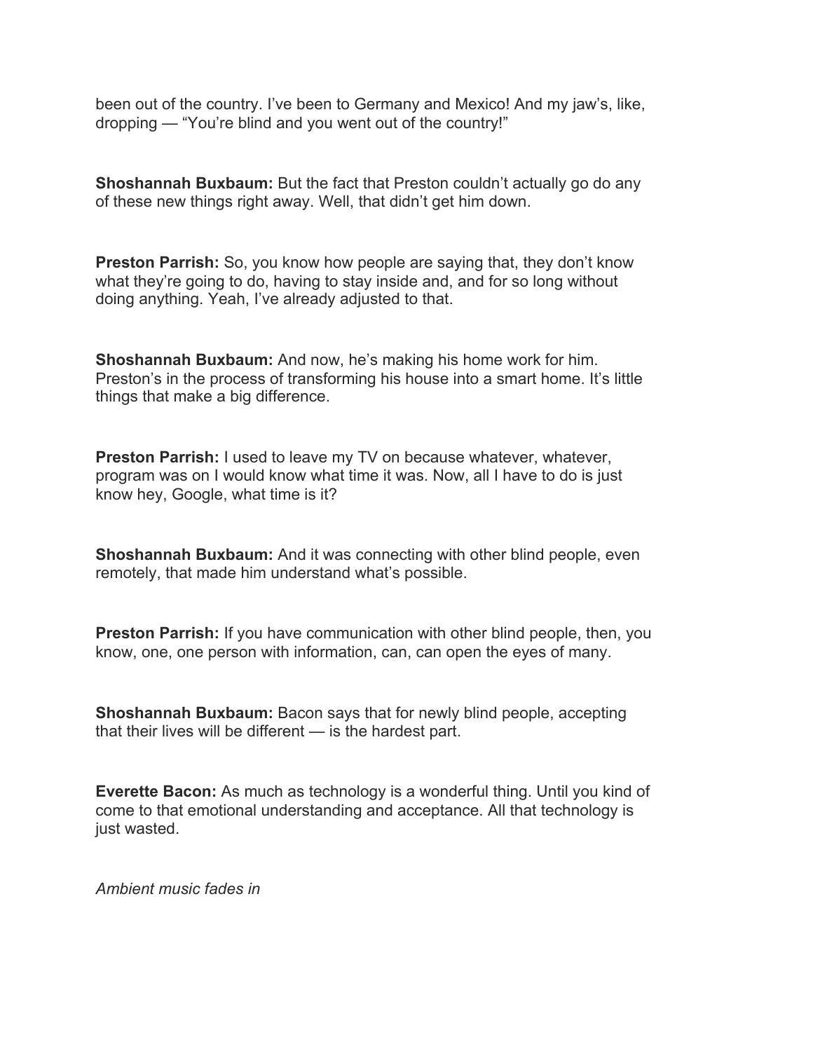been out of the country. I've been to Germany and Mexico! And my jaw's, like, dropping — "You're blind and you went out of the country!"

**Shoshannah Buxbaum:** But the fact that Preston couldn't actually go do any of these new things right away. Well, that didn't get him down.

**Preston Parrish:** So, you know how people are saying that, they don't know what they're going to do, having to stay inside and, and for so long without doing anything. Yeah, I've already adjusted to that.

**Shoshannah Buxbaum:** And now, he's making his home work for him. Preston's in the process of transforming his house into a smart home. It's little things that make a big difference.

**Preston Parrish:** I used to leave my TV on because whatever, whatever, program was on I would know what time it was. Now, all I have to do is just know hey, Google, what time is it?

**Shoshannah Buxbaum:** And it was connecting with other blind people, even remotely, that made him understand what's possible.

**Preston Parrish:** If you have communication with other blind people, then, you know, one, one person with information, can, can open the eyes of many.

**Shoshannah Buxbaum:** Bacon says that for newly blind people, accepting that their lives will be different — is the hardest part.

**Everette Bacon:** As much as technology is a wonderful thing. Until you kind of come to that emotional understanding and acceptance. All that technology is just wasted.

*Ambient music fades in*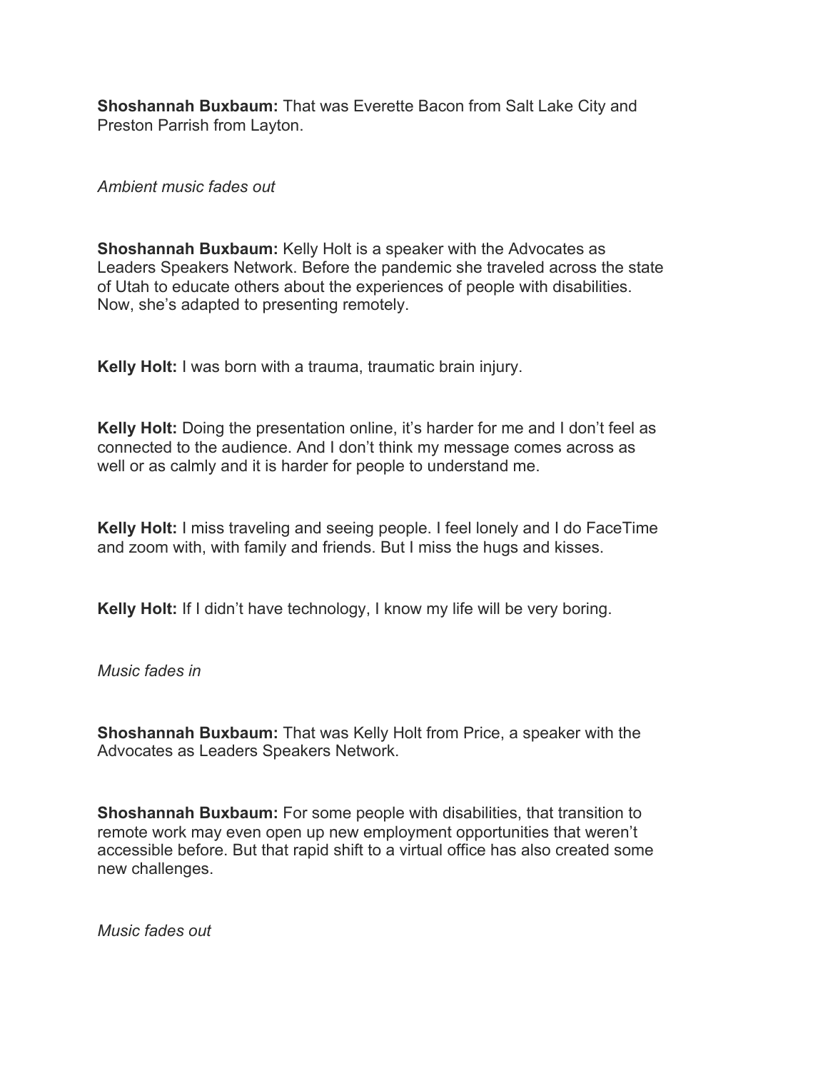**Shoshannah Buxbaum:** That was Everette Bacon from Salt Lake City and Preston Parrish from Layton.

*Ambient music fades out*

**Shoshannah Buxbaum:** Kelly Holt is a speaker with the Advocates as Leaders Speakers Network. Before the pandemic she traveled across the state of Utah to educate others about the experiences of people with disabilities. Now, she's adapted to presenting remotely.

**Kelly Holt:** I was born with a trauma, traumatic brain injury.

**Kelly Holt:** Doing the presentation online, it's harder for me and I don't feel as connected to the audience. And I don't think my message comes across as well or as calmly and it is harder for people to understand me.

**Kelly Holt:** I miss traveling and seeing people. I feel lonely and I do FaceTime and zoom with, with family and friends. But I miss the hugs and kisses.

**Kelly Holt:** If I didn't have technology, I know my life will be very boring.

*Music fades in*

**Shoshannah Buxbaum:** That was Kelly Holt from Price, a speaker with the Advocates as Leaders Speakers Network.

**Shoshannah Buxbaum:** For some people with disabilities, that transition to remote work may even open up new employment opportunities that weren't accessible before. But that rapid shift to a virtual office has also created some new challenges.

*Music fades out*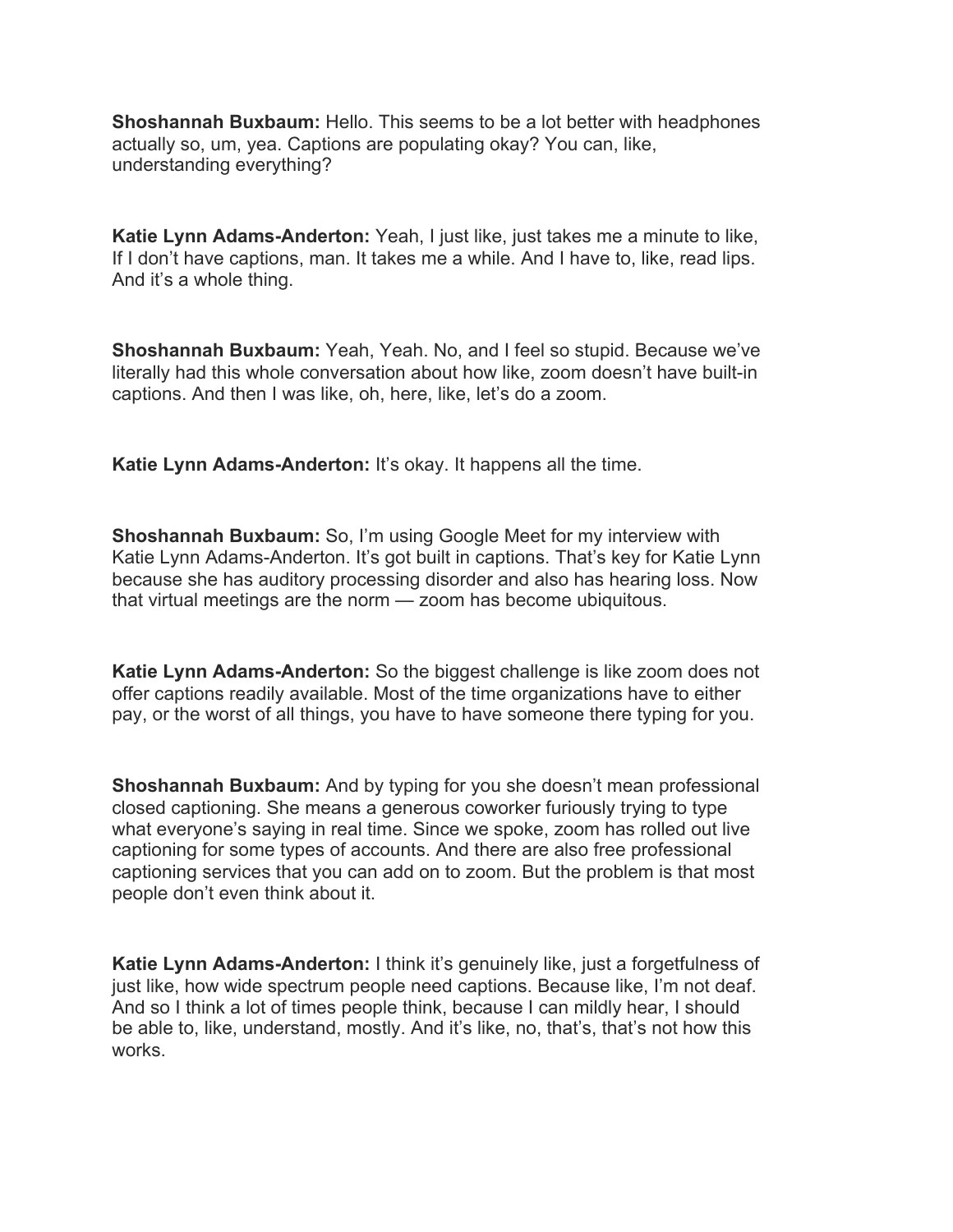**Shoshannah Buxbaum:** Hello. This seems to be a lot better with headphones actually so, um, yea. Captions are populating okay? You can, like, understanding everything?

**Katie Lynn Adams-Anderton:** Yeah, I just like, just takes me a minute to like, If I don't have captions, man. It takes me a while. And I have to, like, read lips. And it's a whole thing.

**Shoshannah Buxbaum:** Yeah, Yeah. No, and I feel so stupid. Because we've literally had this whole conversation about how like, zoom doesn't have built-in captions. And then I was like, oh, here, like, let's do a zoom.

**Katie Lynn Adams-Anderton:** It's okay. It happens all the time.

**Shoshannah Buxbaum:** So, I'm using Google Meet for my interview with Katie Lynn Adams-Anderton. It's got built in captions. That's key for Katie Lynn because she has auditory processing disorder and also has hearing loss. Now that virtual meetings are the norm — zoom has become ubiquitous.

**Katie Lynn Adams-Anderton:** So the biggest challenge is like zoom does not offer captions readily available. Most of the time organizations have to either pay, or the worst of all things, you have to have someone there typing for you.

**Shoshannah Buxbaum:** And by typing for you she doesn't mean professional closed captioning. She means a generous coworker furiously trying to type what everyone's saying in real time. Since we spoke, zoom has rolled out live captioning for some types of accounts. And there are also free professional captioning services that you can add on to zoom. But the problem is that most people don't even think about it.

**Katie Lynn Adams-Anderton:** I think it's genuinely like, just a forgetfulness of just like, how wide spectrum people need captions. Because like, I'm not deaf. And so I think a lot of times people think, because I can mildly hear, I should be able to, like, understand, mostly. And it's like, no, that's, that's not how this works.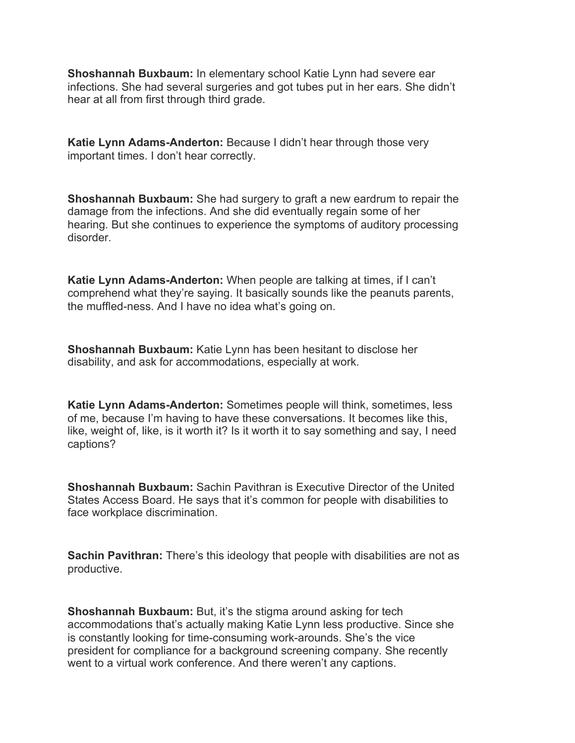**Shoshannah Buxbaum:** In elementary school Katie Lynn had severe ear infections. She had several surgeries and got tubes put in her ears. She didn't hear at all from first through third grade.

**Katie Lynn Adams-Anderton:** Because I didn't hear through those very important times. I don't hear correctly.

**Shoshannah Buxbaum:** She had surgery to graft a new eardrum to repair the damage from the infections. And she did eventually regain some of her hearing. But she continues to experience the symptoms of auditory processing disorder.

**Katie Lynn Adams-Anderton:** When people are talking at times, if I can't comprehend what they're saying. It basically sounds like the peanuts parents, the muffled-ness. And I have no idea what's going on.

**Shoshannah Buxbaum:** Katie Lynn has been hesitant to disclose her disability, and ask for accommodations, especially at work.

**Katie Lynn Adams-Anderton:** Sometimes people will think, sometimes, less of me, because I'm having to have these conversations. It becomes like this, like, weight of, like, is it worth it? Is it worth it to say something and say, I need captions?

**Shoshannah Buxbaum:** Sachin Pavithran is Executive Director of the United States Access Board. He says that it's common for people with disabilities to face workplace discrimination.

**Sachin Pavithran:** There's this ideology that people with disabilities are not as productive.

**Shoshannah Buxbaum:** But, it's the stigma around asking for tech accommodations that's actually making Katie Lynn less productive. Since she is constantly looking for time-consuming work-arounds. She's the vice president for compliance for a background screening company. She recently went to a virtual work conference. And there weren't any captions.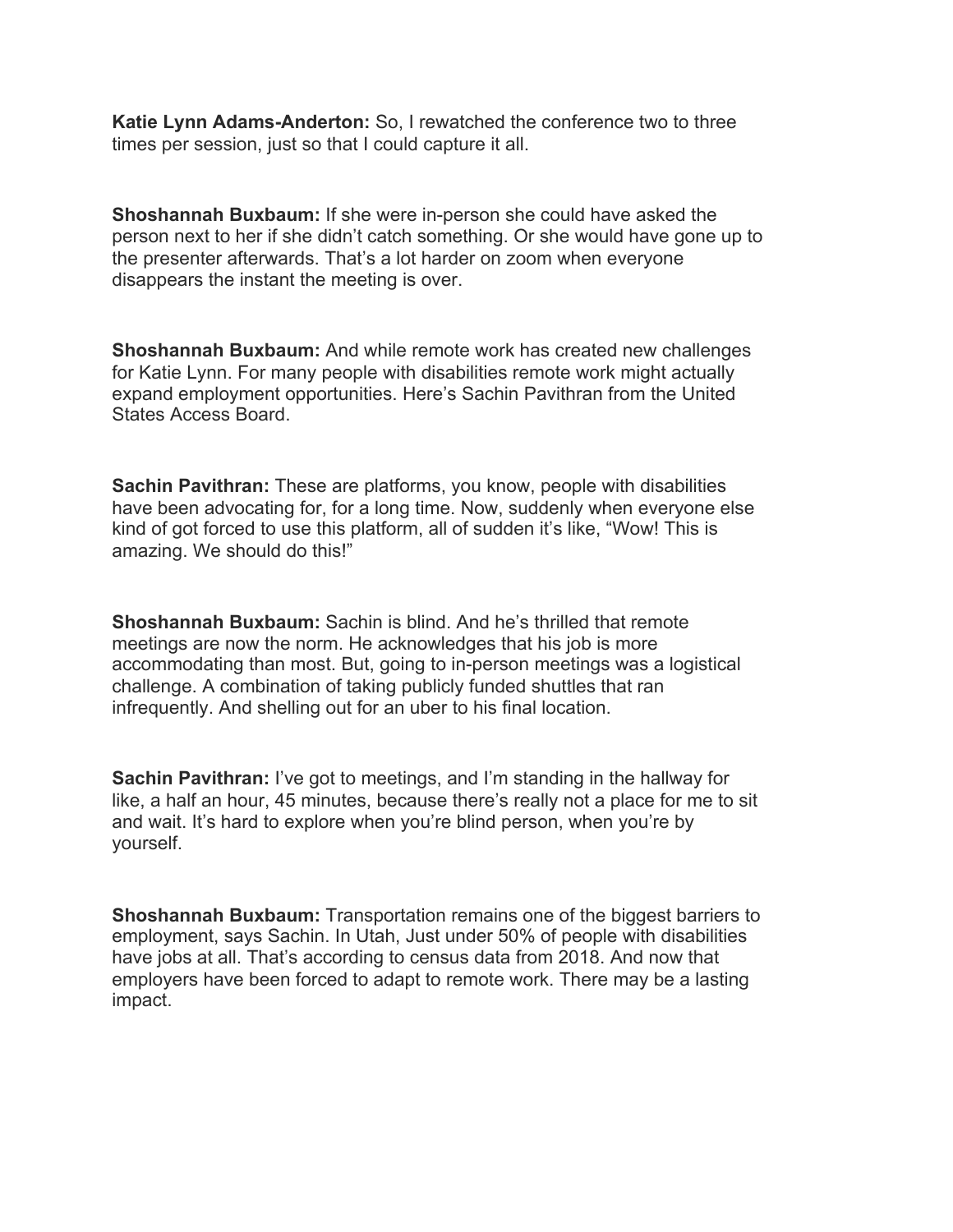**Katie Lynn Adams-Anderton:** So, I rewatched the conference two to three times per session, just so that I could capture it all.

**Shoshannah Buxbaum:** If she were in-person she could have asked the person next to her if she didn't catch something. Or she would have gone up to the presenter afterwards. That's a lot harder on zoom when everyone disappears the instant the meeting is over.

**Shoshannah Buxbaum:** And while remote work has created new challenges for Katie Lynn. For many people with disabilities remote work might actually expand employment opportunities. Here's Sachin Pavithran from the United States Access Board.

**Sachin Pavithran:** These are platforms, you know, people with disabilities have been advocating for, for a long time. Now, suddenly when everyone else kind of got forced to use this platform, all of sudden it's like, "Wow! This is amazing. We should do this!"

**Shoshannah Buxbaum:** Sachin is blind. And he's thrilled that remote meetings are now the norm. He acknowledges that his job is more accommodating than most. But, going to in-person meetings was a logistical challenge. A combination of taking publicly funded shuttles that ran infrequently. And shelling out for an uber to his final location.

**Sachin Pavithran:** I've got to meetings, and I'm standing in the hallway for like, a half an hour, 45 minutes, because there's really not a place for me to sit and wait. It's hard to explore when you're blind person, when you're by yourself.

**Shoshannah Buxbaum:** Transportation remains one of the biggest barriers to employment, says Sachin. In Utah, Just under 50% of people with disabilities have jobs at all. That's according to census data from 2018. And now that employers have been forced to adapt to remote work. There may be a lasting impact.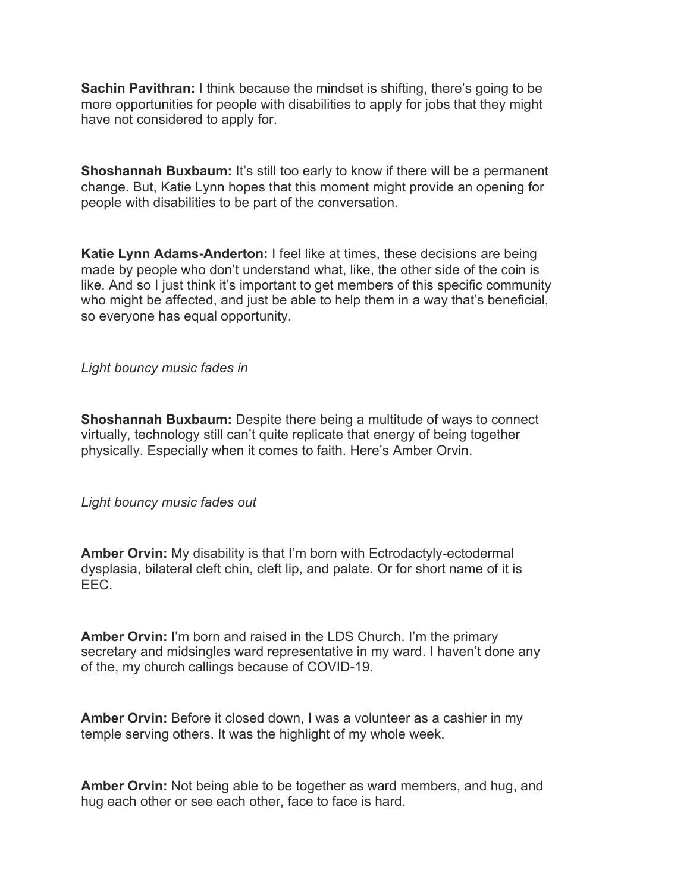**Sachin Pavithran:** I think because the mindset is shifting, there's going to be more opportunities for people with disabilities to apply for jobs that they might have not considered to apply for.

**Shoshannah Buxbaum:** It's still too early to know if there will be a permanent change. But, Katie Lynn hopes that this moment might provide an opening for people with disabilities to be part of the conversation.

**Katie Lynn Adams-Anderton:** I feel like at times, these decisions are being made by people who don't understand what, like, the other side of the coin is like. And so I just think it's important to get members of this specific community who might be affected, and just be able to help them in a way that's beneficial, so everyone has equal opportunity.

*Light bouncy music fades in*

**Shoshannah Buxbaum:** Despite there being a multitude of ways to connect virtually, technology still can't quite replicate that energy of being together physically. Especially when it comes to faith. Here's Amber Orvin.

*Light bouncy music fades out*

**Amber Orvin:** My disability is that I'm born with Ectrodactyly-ectodermal dysplasia, bilateral cleft chin, cleft lip, and palate. Or for short name of it is EEC.

**Amber Orvin:** I'm born and raised in the LDS Church. I'm the primary secretary and midsingles ward representative in my ward. I haven't done any of the, my church callings because of COVID-19.

**Amber Orvin:** Before it closed down, I was a volunteer as a cashier in my temple serving others. It was the highlight of my whole week.

**Amber Orvin:** Not being able to be together as ward members, and hug, and hug each other or see each other, face to face is hard.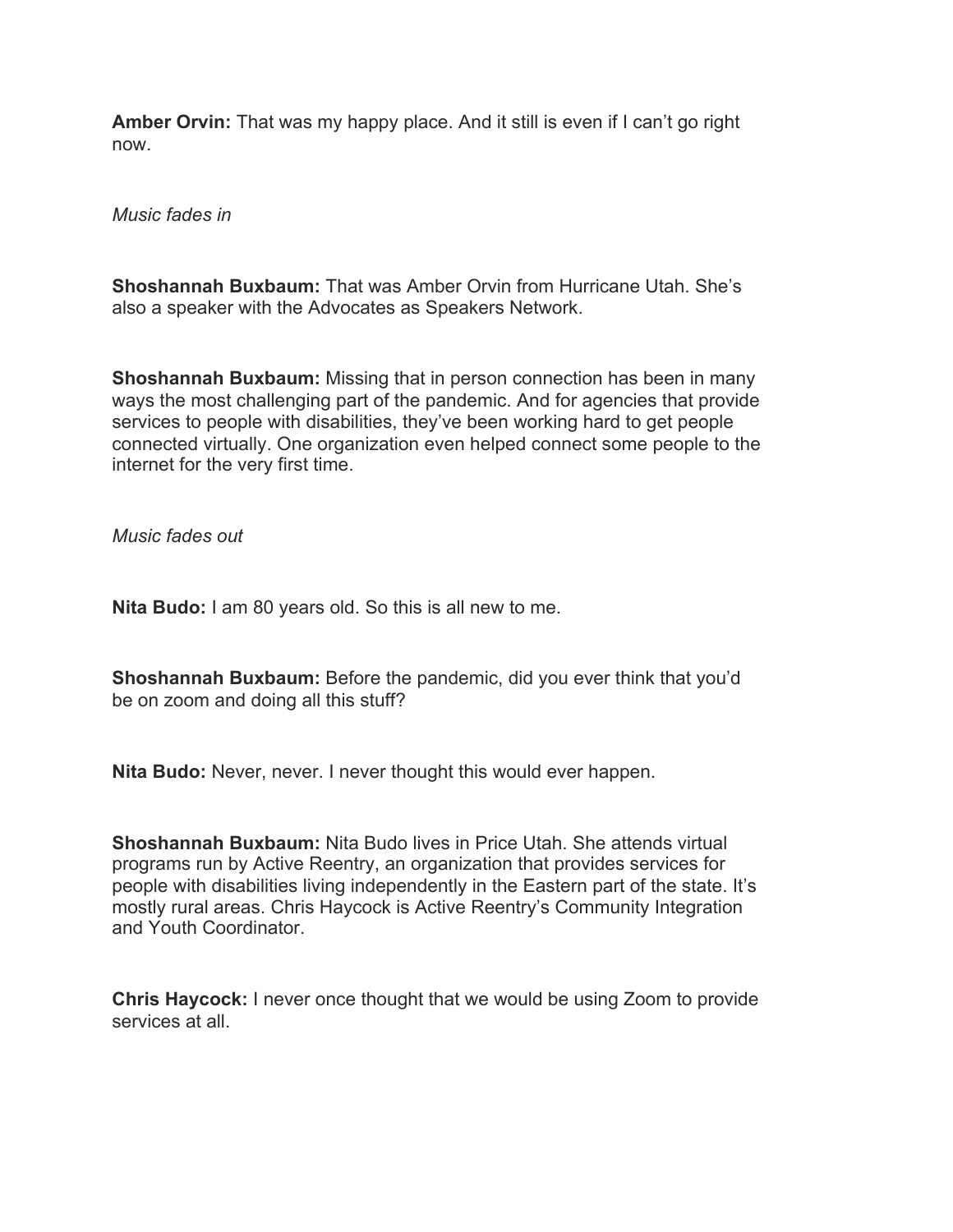**Amber Orvin:** That was my happy place. And it still is even if I can't go right now.

*Music fades in*

**Shoshannah Buxbaum:** That was Amber Orvin from Hurricane Utah. She's also a speaker with the Advocates as Speakers Network.

**Shoshannah Buxbaum:** Missing that in person connection has been in many ways the most challenging part of the pandemic. And for agencies that provide services to people with disabilities, they've been working hard to get people connected virtually. One organization even helped connect some people to the internet for the very first time.

*Music fades out*

**Nita Budo:** I am 80 years old. So this is all new to me.

**Shoshannah Buxbaum:** Before the pandemic, did you ever think that you'd be on zoom and doing all this stuff?

**Nita Budo:** Never, never. I never thought this would ever happen.

**Shoshannah Buxbaum:** Nita Budo lives in Price Utah. She attends virtual programs run by Active Reentry, an organization that provides services for people with disabilities living independently in the Eastern part of the state. It's mostly rural areas. Chris Haycock is Active Reentry's Community Integration and Youth Coordinator.

**Chris Haycock:** I never once thought that we would be using Zoom to provide services at all.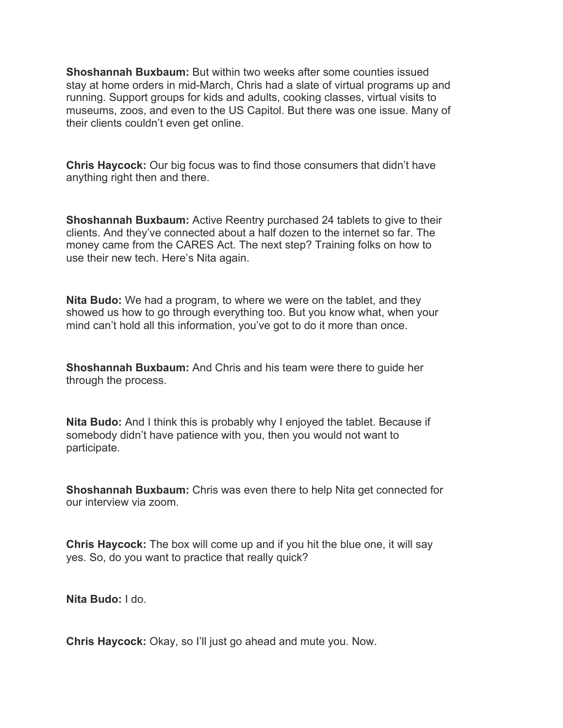**Shoshannah Buxbaum:** But within two weeks after some counties issued stay at home orders in mid-March, Chris had a slate of virtual programs up and running. Support groups for kids and adults, cooking classes, virtual visits to museums, zoos, and even to the US Capitol. But there was one issue. Many of their clients couldn't even get online.

**Chris Haycock:** Our big focus was to find those consumers that didn't have anything right then and there.

**Shoshannah Buxbaum:** Active Reentry purchased 24 tablets to give to their clients. And they've connected about a half dozen to the internet so far. The money came from the CARES Act. The next step? Training folks on how to use their new tech. Here's Nita again.

**Nita Budo:** We had a program, to where we were on the tablet, and they showed us how to go through everything too. But you know what, when your mind can't hold all this information, you've got to do it more than once.

**Shoshannah Buxbaum:** And Chris and his team were there to guide her through the process.

**Nita Budo:** And I think this is probably why I enjoyed the tablet. Because if somebody didn't have patience with you, then you would not want to participate.

**Shoshannah Buxbaum:** Chris was even there to help Nita get connected for our interview via zoom.

**Chris Haycock:** The box will come up and if you hit the blue one, it will say yes. So, do you want to practice that really quick?

**Nita Budo:** I do.

**Chris Haycock:** Okay, so I'll just go ahead and mute you. Now.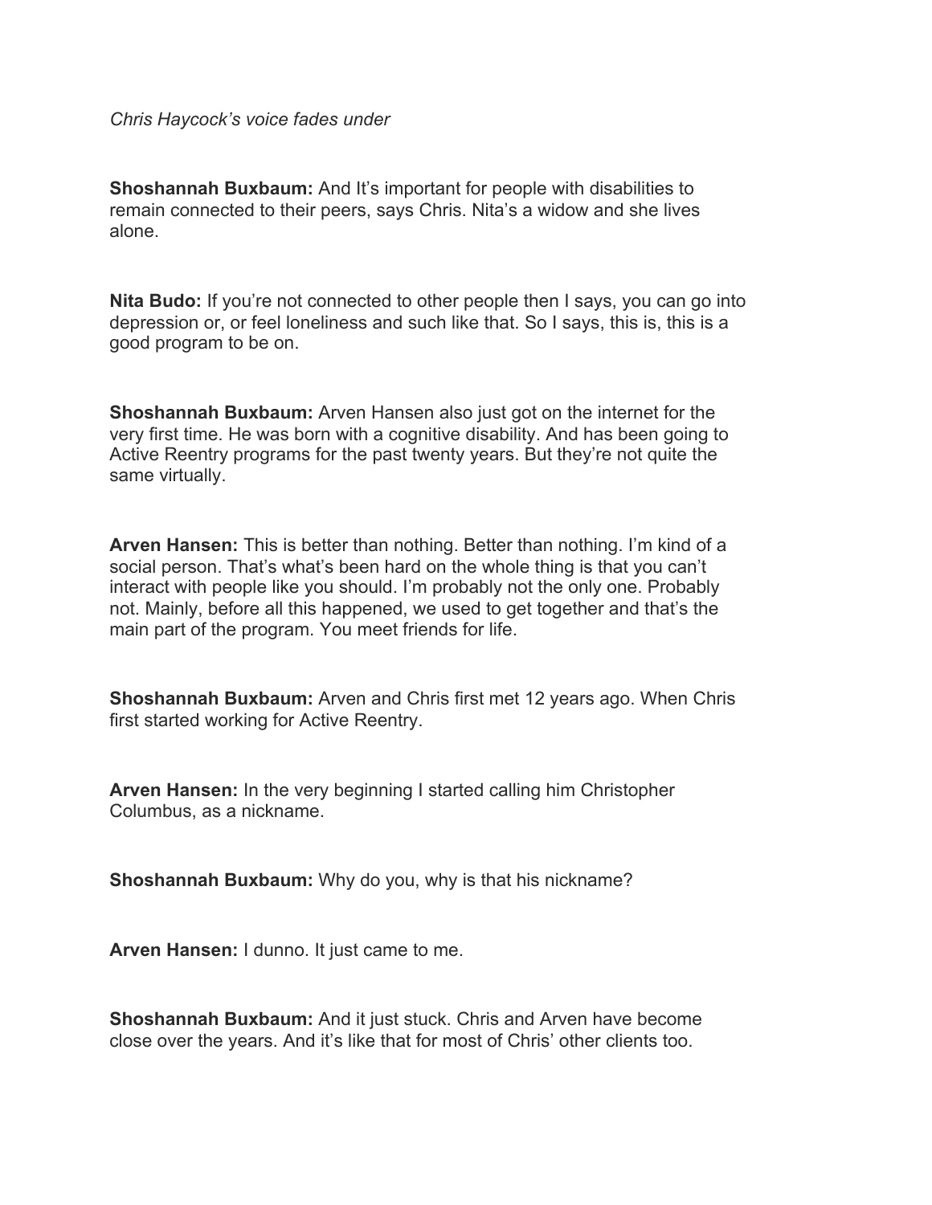*Chris Haycock's voice fades under*

**Shoshannah Buxbaum:** And It's important for people with disabilities to remain connected to their peers, says Chris. Nita's a widow and she lives alone.

**Nita Budo:** If you're not connected to other people then I says, you can go into depression or, or feel loneliness and such like that. So I says, this is, this is a good program to be on.

**Shoshannah Buxbaum:** Arven Hansen also just got on the internet for the very first time. He was born with a cognitive disability. And has been going to Active Reentry programs for the past twenty years. But they're not quite the same virtually.

**Arven Hansen:** This is better than nothing. Better than nothing. I'm kind of a social person. That's what's been hard on the whole thing is that you can't interact with people like you should. I'm probably not the only one. Probably not. Mainly, before all this happened, we used to get together and that's the main part of the program. You meet friends for life.

**Shoshannah Buxbaum:** Arven and Chris first met 12 years ago. When Chris first started working for Active Reentry.

**Arven Hansen:** In the very beginning I started calling him Christopher Columbus, as a nickname.

**Shoshannah Buxbaum:** Why do you, why is that his nickname?

**Arven Hansen:** I dunno. It just came to me.

**Shoshannah Buxbaum:** And it just stuck. Chris and Arven have become close over the years. And it's like that for most of Chris' other clients too.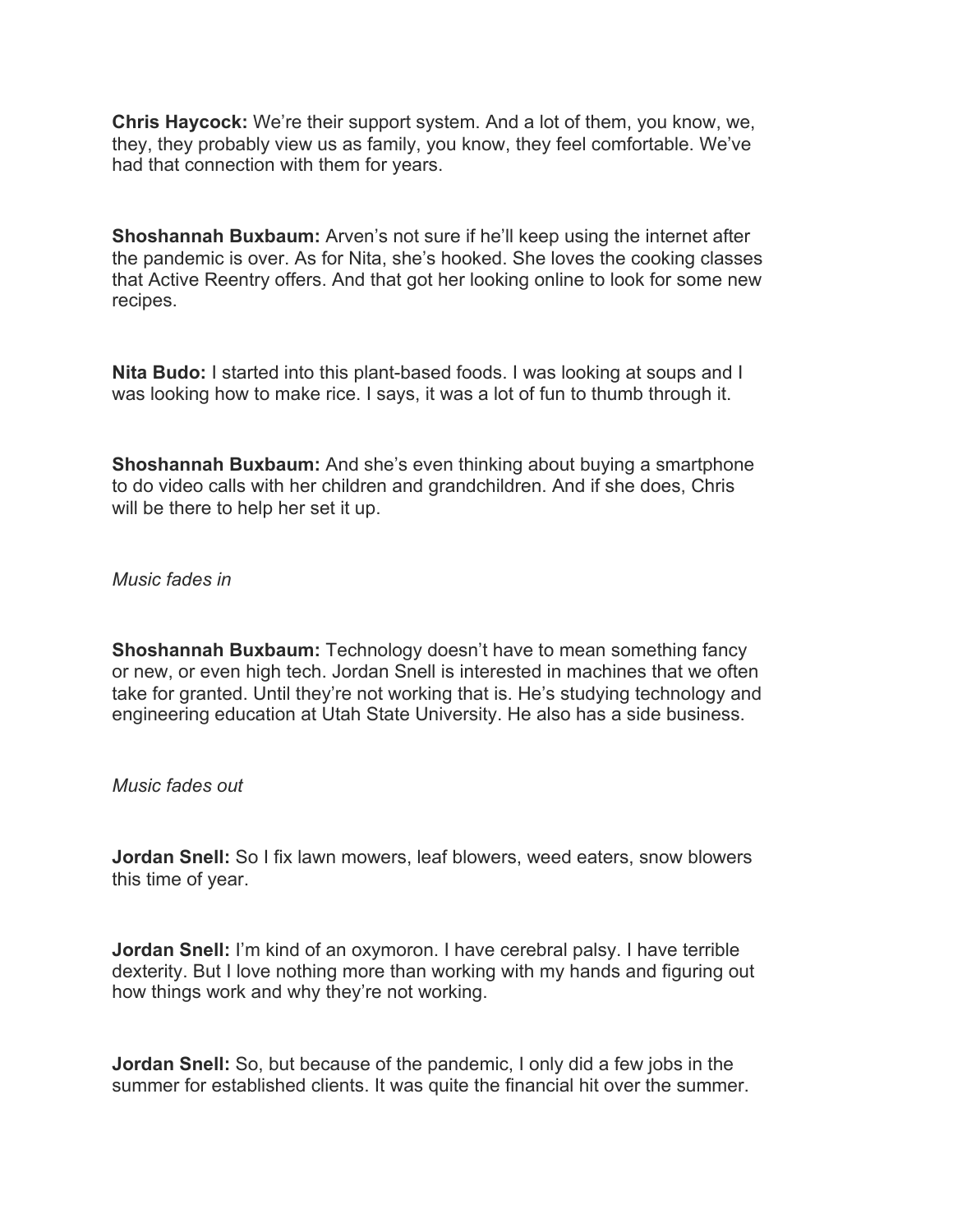**Chris Haycock:** We're their support system. And a lot of them, you know, we, they, they probably view us as family, you know, they feel comfortable. We've had that connection with them for years.

**Shoshannah Buxbaum:** Arven's not sure if he'll keep using the internet after the pandemic is over. As for Nita, she's hooked. She loves the cooking classes that Active Reentry offers. And that got her looking online to look for some new recipes.

**Nita Budo:** I started into this plant-based foods. I was looking at soups and I was looking how to make rice. I says, it was a lot of fun to thumb through it.

**Shoshannah Buxbaum:** And she's even thinking about buying a smartphone to do video calls with her children and grandchildren. And if she does, Chris will be there to help her set it up.

*Music fades in*

**Shoshannah Buxbaum:** Technology doesn't have to mean something fancy or new, or even high tech. Jordan Snell is interested in machines that we often take for granted. Until they're not working that is. He's studying technology and engineering education at Utah State University. He also has a side business.

*Music fades out*

**Jordan Snell:** So I fix lawn mowers, leaf blowers, weed eaters, snow blowers this time of year.

**Jordan Snell:** I'm kind of an oxymoron. I have cerebral palsy. I have terrible dexterity. But I love nothing more than working with my hands and figuring out how things work and why they're not working.

**Jordan Snell:** So, but because of the pandemic, I only did a few jobs in the summer for established clients. It was quite the financial hit over the summer.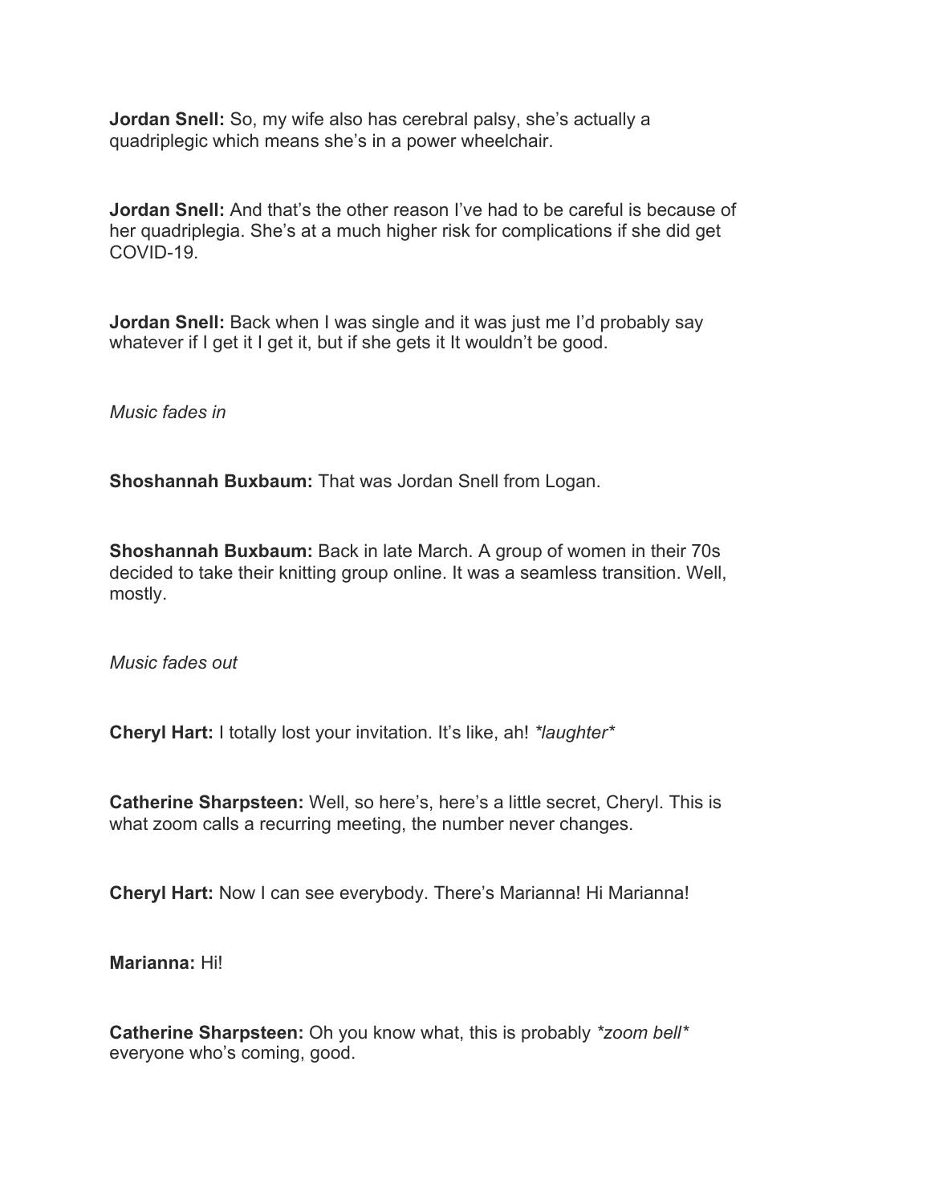**Jordan Snell:** So, my wife also has cerebral palsy, she's actually a quadriplegic which means she's in a power wheelchair.

**Jordan Snell:** And that's the other reason I've had to be careful is because of her quadriplegia. She's at a much higher risk for complications if she did get COVID-19.

**Jordan Snell:** Back when I was single and it was just me I'd probably say whatever if I get it I get it, but if she gets it It wouldn't be good.

*Music fades in*

**Shoshannah Buxbaum:** That was Jordan Snell from Logan.

**Shoshannah Buxbaum:** Back in late March. A group of women in their 70s decided to take their knitting group online. It was a seamless transition. Well, mostly.

*Music fades out*

**Cheryl Hart:** I totally lost your invitation. It's like, ah! *\*laughter\**

**Catherine Sharpsteen:** Well, so here's, here's a little secret, Cheryl. This is what zoom calls a recurring meeting, the number never changes.

**Cheryl Hart:** Now I can see everybody. There's Marianna! Hi Marianna!

**Marianna:** Hi!

**Catherine Sharpsteen:** Oh you know what, this is probably *\*zoom bell\** everyone who's coming, good.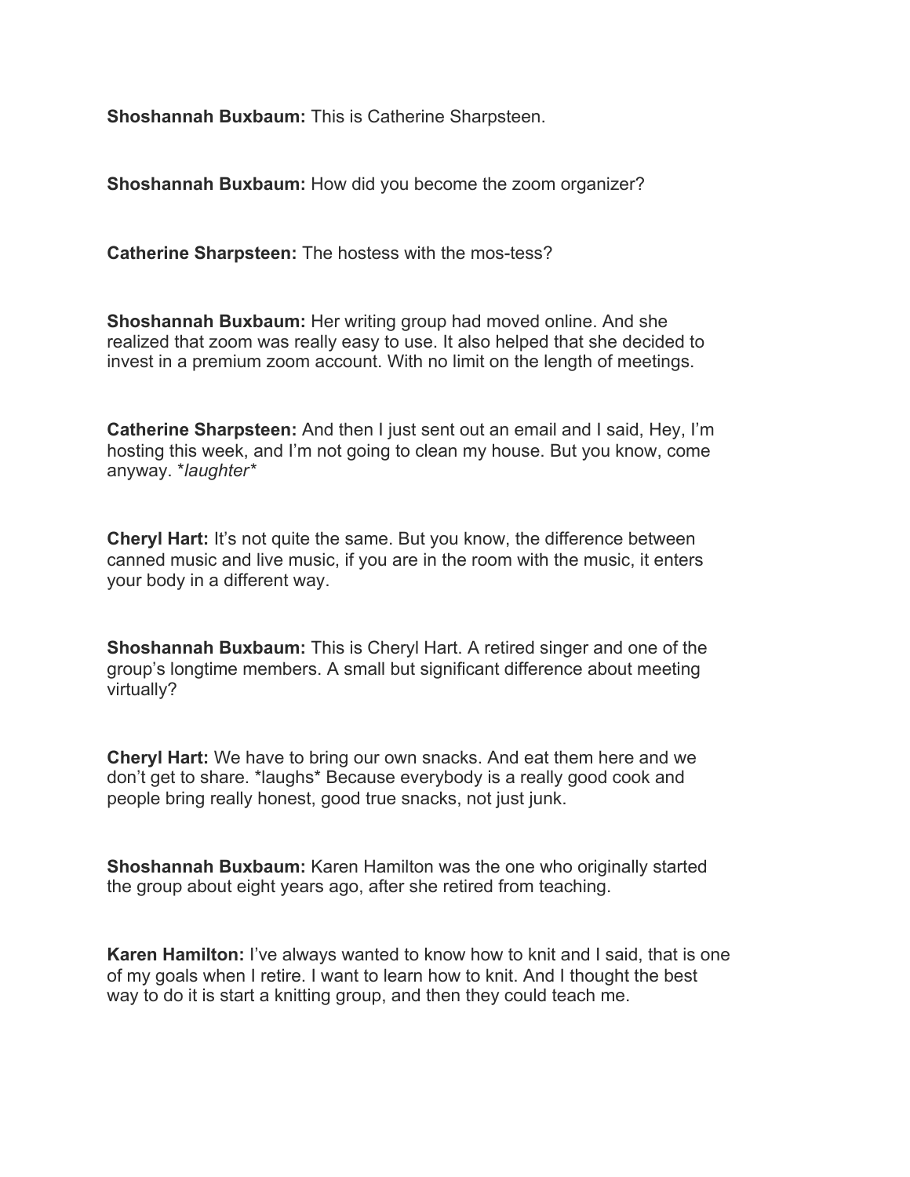**Shoshannah Buxbaum:** This is Catherine Sharpsteen.

**Shoshannah Buxbaum:** How did you become the zoom organizer?

**Catherine Sharpsteen:** The hostess with the mos-tess?

**Shoshannah Buxbaum:** Her writing group had moved online. And she realized that zoom was really easy to use. It also helped that she decided to invest in a premium zoom account. With no limit on the length of meetings.

**Catherine Sharpsteen:** And then I just sent out an email and I said, Hey, I'm hosting this week, and I'm not going to clean my house. But you know, come anyway. *laughter*

**Cheryl Hart:** It's not quite the same. But you know, the difference between canned music and live music, if you are in the room with the music, it enters your body in a different way.

**Shoshannah Buxbaum:** This is Cheryl Hart. A retired singer and one of the group's longtime members. A small but significant difference about meeting virtually?

**Cheryl Hart:** We have to bring our own snacks. And eat them here and we don't get to share. *laughs* Because everybody is a really good cook and people bring really honest, good true snacks, not just junk.

**Shoshannah Buxbaum:** Karen Hamilton was the one who originally started the group about eight years ago, after she retired from teaching.

**Karen Hamilton:** I've always wanted to know how to knit and I said, that is one of my goals when I retire. I want to learn how to knit. And I thought the best way to do it is start a knitting group, and then they could teach me.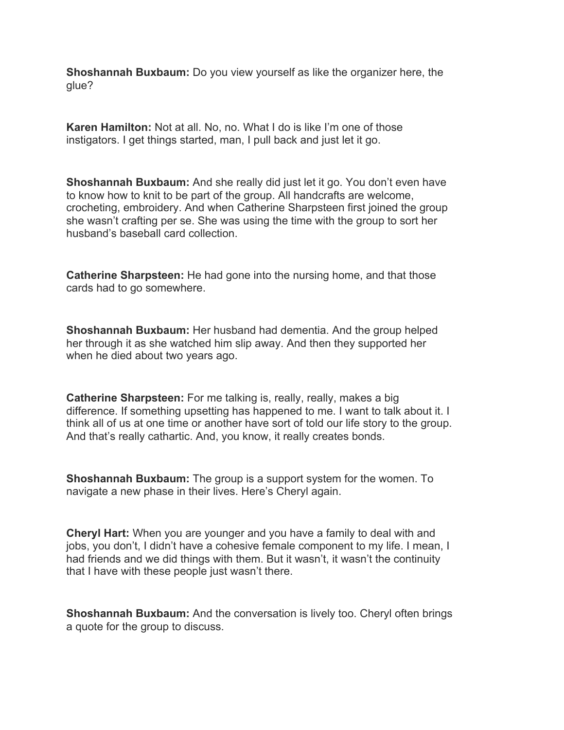**Shoshannah Buxbaum:** Do you view yourself as like the organizer here, the glue?

**Karen Hamilton:** Not at all. No, no. What I do is like I'm one of those instigators. I get things started, man, I pull back and just let it go.

**Shoshannah Buxbaum:** And she really did just let it go. You don't even have to know how to knit to be part of the group. All handcrafts are welcome, crocheting, embroidery. And when Catherine Sharpsteen first joined the group she wasn't crafting per se. She was using the time with the group to sort her husband's baseball card collection.

**Catherine Sharpsteen:** He had gone into the nursing home, and that those cards had to go somewhere.

**Shoshannah Buxbaum:** Her husband had dementia. And the group helped her through it as she watched him slip away. And then they supported her when he died about two years ago.

**Catherine Sharpsteen:** For me talking is, really, really, makes a big difference. If something upsetting has happened to me. I want to talk about it. I think all of us at one time or another have sort of told our life story to the group. And that's really cathartic. And, you know, it really creates bonds.

**Shoshannah Buxbaum:** The group is a support system for the women. To navigate a new phase in their lives. Here's Cheryl again.

**Cheryl Hart:** When you are younger and you have a family to deal with and jobs, you don't, I didn't have a cohesive female component to my life. I mean, I had friends and we did things with them. But it wasn't, it wasn't the continuity that I have with these people just wasn't there.

**Shoshannah Buxbaum:** And the conversation is lively too. Cheryl often brings a quote for the group to discuss.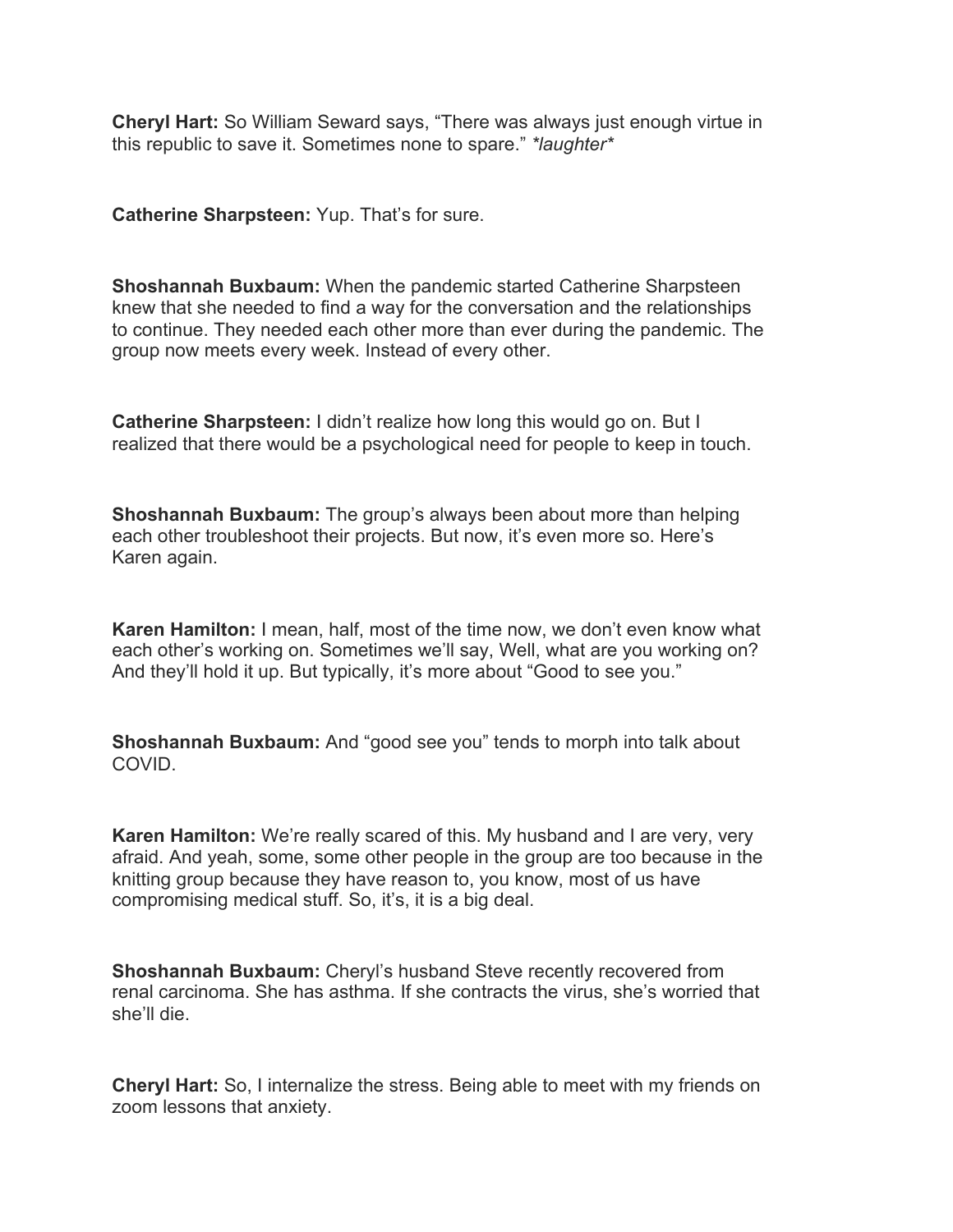**Cheryl Hart:** So William Seward says, “There was always just enough virtue in this republic to save it. Sometimes none to spare.” *\*laughter\**

**Catherine Sharpsteen:** Yup. That’s for sure.

**Shoshannah Buxbaum:** When the pandemic started Catherine Sharpsteen knew that she needed to find a way for the conversation and the relationships to continue. They needed each other more than ever during the pandemic. The group now meets every week. Instead of every other.

**Catherine Sharpsteen:** I didn’t realize how long this would go on. But I realized that there would be a psychological need for people to keep in touch.

**Shoshannah Buxbaum:** The group’s always been about more than helping each other troubleshoot their projects. But now, it’s even more so. Here’s Karen again.

**Karen Hamilton:** I mean, half, most of the time now, we don’t even know what each other’s working on. Sometimes we’ll say, Well, what are you working on? And they’ll hold it up. But typically, it’s more about “Good to see you.”

**Shoshannah Buxbaum:** And “good see you” tends to morph into talk about COVID.

**Karen Hamilton:** We’re really scared of this. My husband and I are very, very afraid. And yeah, some, some other people in the group are too because in the knitting group because they have reason to, you know, most of us have compromising medical stuff. So, it’s, it is a big deal.

**Shoshannah Buxbaum:** Cheryl’s husband Steve recently recovered from renal carcinoma. She has asthma. If she contracts the virus, she’s worried that she’ll die.

**Cheryl Hart:** So, I internalize the stress. Being able to meet with my friends on zoom lessons that anxiety.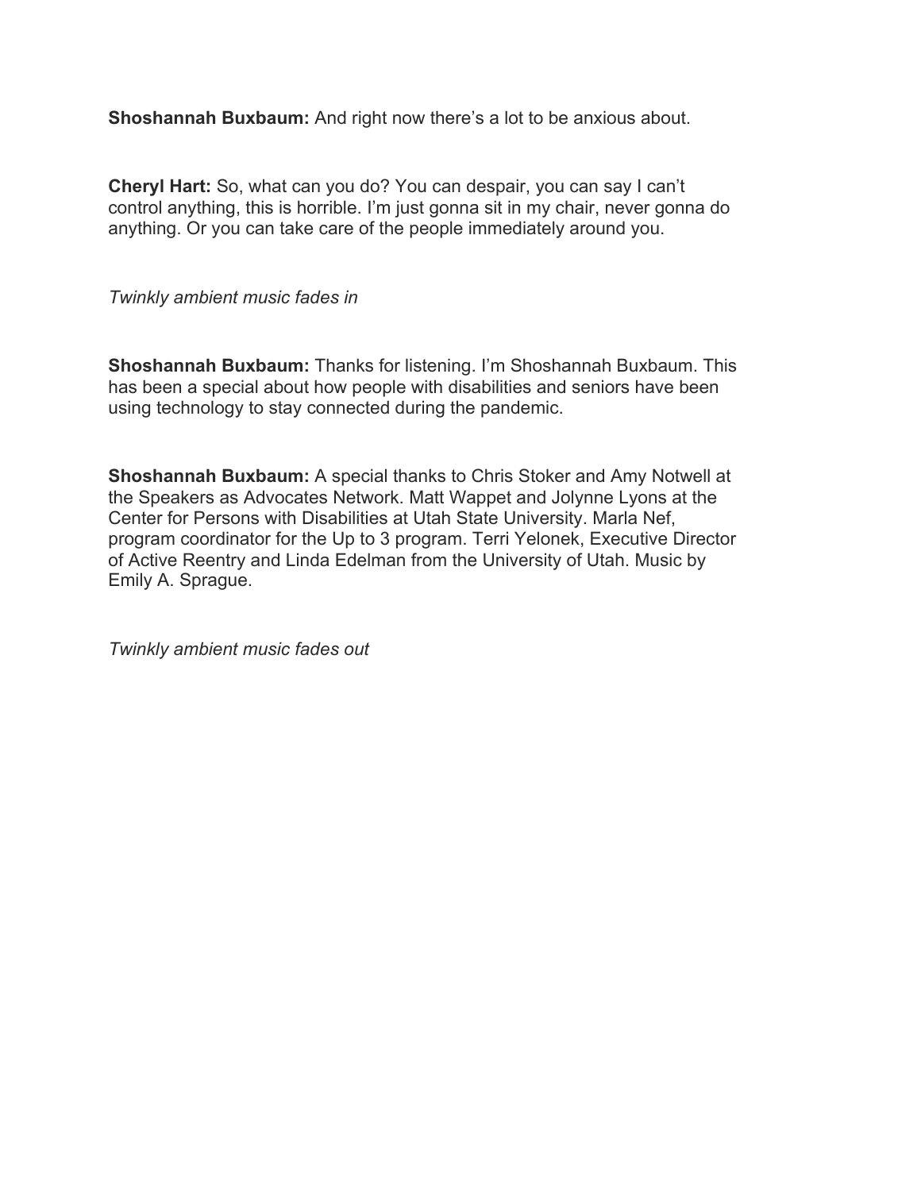**Shoshannah Buxbaum:** And right now there's a lot to be anxious about.

**Cheryl Hart:** So, what can you do? You can despair, you can say I can't control anything, this is horrible. I'm just gonna sit in my chair, never gonna do anything. Or you can take care of the people immediately around you.

*Twinkly ambient music fades in*

**Shoshannah Buxbaum:** Thanks for listening. I'm Shoshannah Buxbaum. This has been a special about how people with disabilities and seniors have been using technology to stay connected during the pandemic.

**Shoshannah Buxbaum:** A special thanks to Chris Stoker and Amy Notwell at the Speakers as Advocates Network. Matt Wappet and Jolynne Lyons at the Center for Persons with Disabilities at Utah State University. Marla Nef, program coordinator for the Up to 3 program. Terri Yelonek, Executive Director of Active Reentry and Linda Edelman from the University of Utah. Music by Emily A. Sprague.

*Twinkly ambient music fades out*